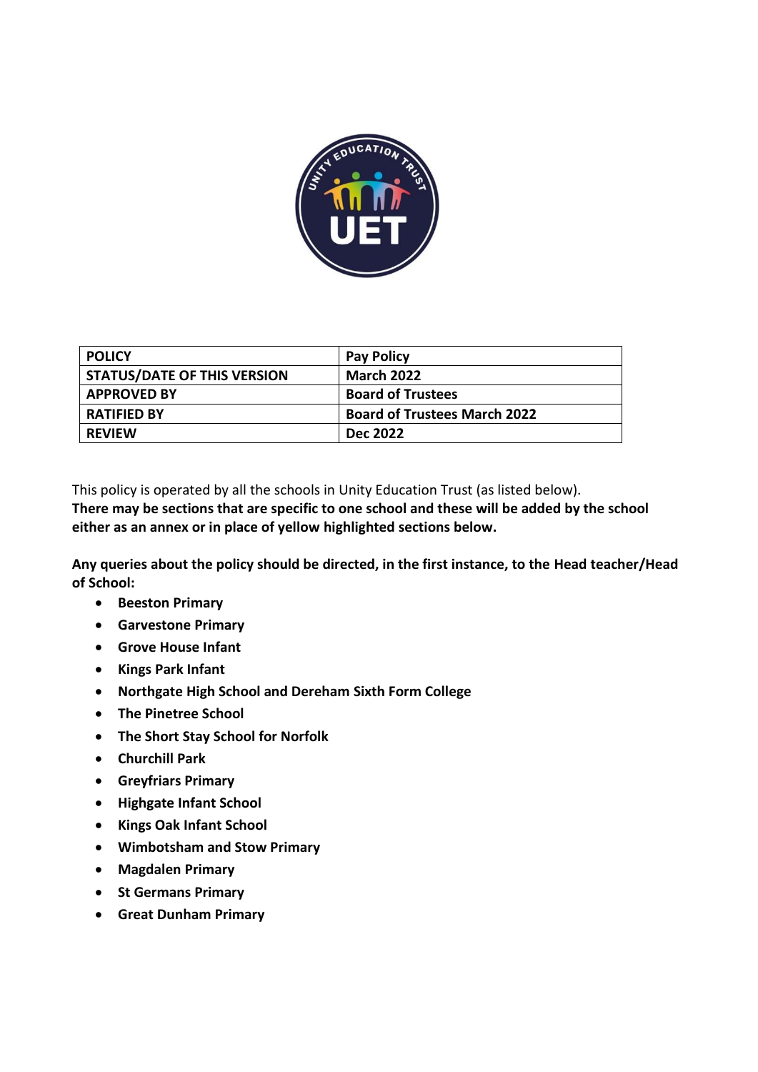| POLICY | Pay Policy |
| --- | --- |
| STATUS/DATE OF THIS VERSION | March 2022 |
| APPROVED BY | Board of Trustees |
| RATIFIED BY | Board of Trustees March 2022 |
| REVIEW | Dec 2022 |

This policy is operated by all the schools in Unity Education Trust (as listed below).

**There may be sections that are specific to one school and these will be added by the school either as an annex or in place of yellow highlighted sections below.**

**Any queries about the policy should be directed, in the first instance, to the Head teacher/Head of School:**

- **Beeston Primary**
- **Garvestone Primary**
- **Grove House Infant**
- **Kings Park Infant**
- **Northgate High School and Dereham Sixth Form College**
- **The Pinetree School**
- **The Short Stay School for Norfolk**
- **Churchill Park**
- **Greyfriars Primary**
- **Highgate Infant School**
- **Kings Oak Infant School**
- **Wimbotsham and Stow Primary**
- **Magdalen Primary**
- **St Germans Primary**
- **Great Dunham Primary**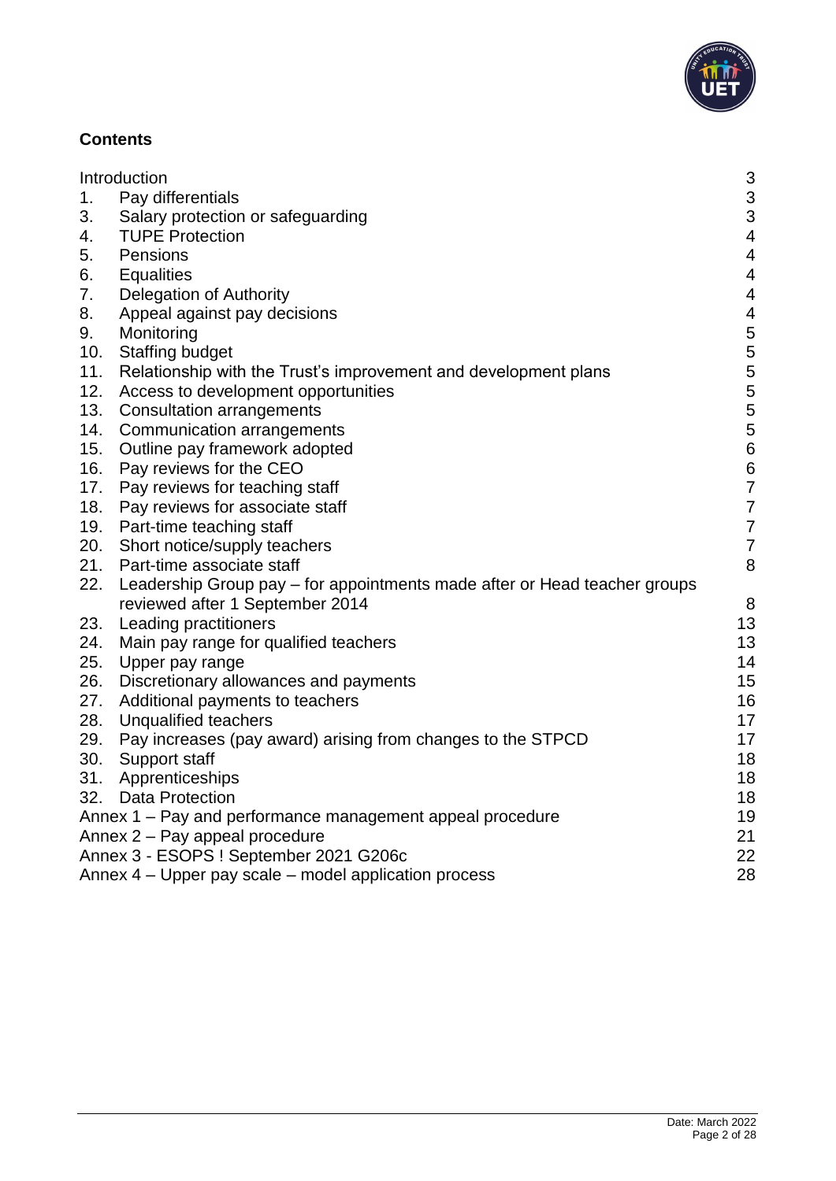## Contents

| | | |
|---|---|---|
| Introduction | | 3 |
| 1. | Pay differentials | 3 |
| 3. | Salary protection or safeguarding | 3 |
| 4. | TUPE Protection | 4 |
| 5. | Pensions | 4 |
| 6. | Equalities | 4 |
| 7. | Delegation of Authority | 4 |
| 8. | Appeal against pay decisions | 4 |
| 9. | Monitoring | 5 |
| 10. | Staffing budget | 5 |
| 11. | Relationship with the Trust's improvement and development plans | 5 |
| 12. | Access to development opportunities | 5 |
| 13. | Consultation arrangements | 5 |
| 14. | Communication arrangements | 5 |
| 15. | Outline pay framework adopted | 6 |
| 16. | Pay reviews for the CEO | 6 |
| 17. | Pay reviews for teaching staff | 7 |
| 18. | Pay reviews for associate staff | 7 |
| 19. | Part-time teaching staff | 7 |
| 20. | Short notice/supply teachers | 7 |
| 21. | Part-time associate staff | 8 |
| 22. | Leadership Group pay – for appointments made after or Head teacher groups reviewed after 1 September 2014 | 8 |
| 23. | Leading practitioners | 13 |
| 24. | Main pay range for qualified teachers | 13 |
| 25. | Upper pay range | 14 |
| 26. | Discretionary allowances and payments | 15 |
| 27. | Additional payments to teachers | 16 |
| 28. | Unqualified teachers | 17 |
| 29. | Pay increases (pay award) arising from changes to the STPCD | 17 |
| 30. | Support staff | 18 |
| 31. | Apprenticeships | 18 |
| 32. | Data Protection | 18 |
| Annex 1 – Pay and performance management appeal procedure | | 19 |
| Annex 2 – Pay appeal procedure | | 21 |
| Annex 3 - ESOPS ! September 2021 G206c | | 22 |
| Annex 4 – Upper pay scale – model application process | | 28 |

Date: March 2022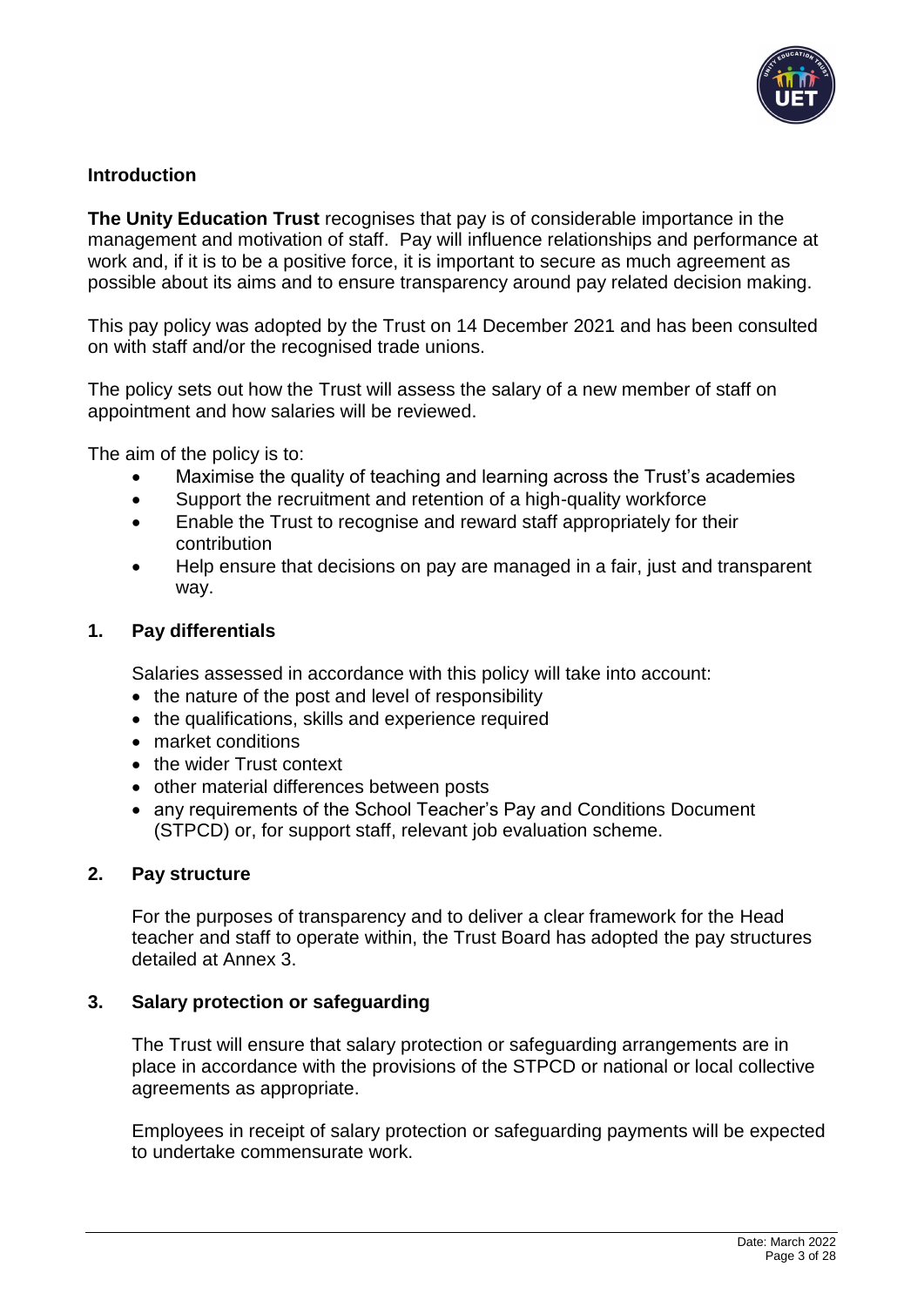## Introduction

**The Unity Education Trust** recognises that pay is of considerable importance in the management and motivation of staff. Pay will influence relationships and performance at work and, if it is to be a positive force, it is important to secure as much agreement as possible about its aims and to ensure transparency around pay related decision making.

This pay policy was adopted by the Trust on 14 December 2021 and has been consulted on with staff and/or the recognised trade unions.

The policy sets out how the Trust will assess the salary of a new member of staff on appointment and how salaries will be reviewed.

The aim of the policy is to:

- Maximise the quality of teaching and learning across the Trust's academies
- Support the recruitment and retention of a high-quality workforce
- Enable the Trust to recognise and reward staff appropriately for their contribution
- Help ensure that decisions on pay are managed in a fair, just and transparent way.

## 1. Pay differentials

Salaries assessed in accordance with this policy will take into account:

- the nature of the post and level of responsibility
- the qualifications, skills and experience required
- market conditions
- the wider Trust context
- other material differences between posts
- any requirements of the School Teacher's Pay and Conditions Document (STPCD) or, for support staff, relevant job evaluation scheme.

## 2. Pay structure

For the purposes of transparency and to deliver a clear framework for the Head teacher and staff to operate within, the Trust Board has adopted the pay structures detailed at Annex 3.

## 3. Salary protection or safeguarding

The Trust will ensure that salary protection or safeguarding arrangements are in place in accordance with the provisions of the STPCD or national or local collective agreements as appropriate.

Employees in receipt of salary protection or safeguarding payments will be expected to undertake commensurate work.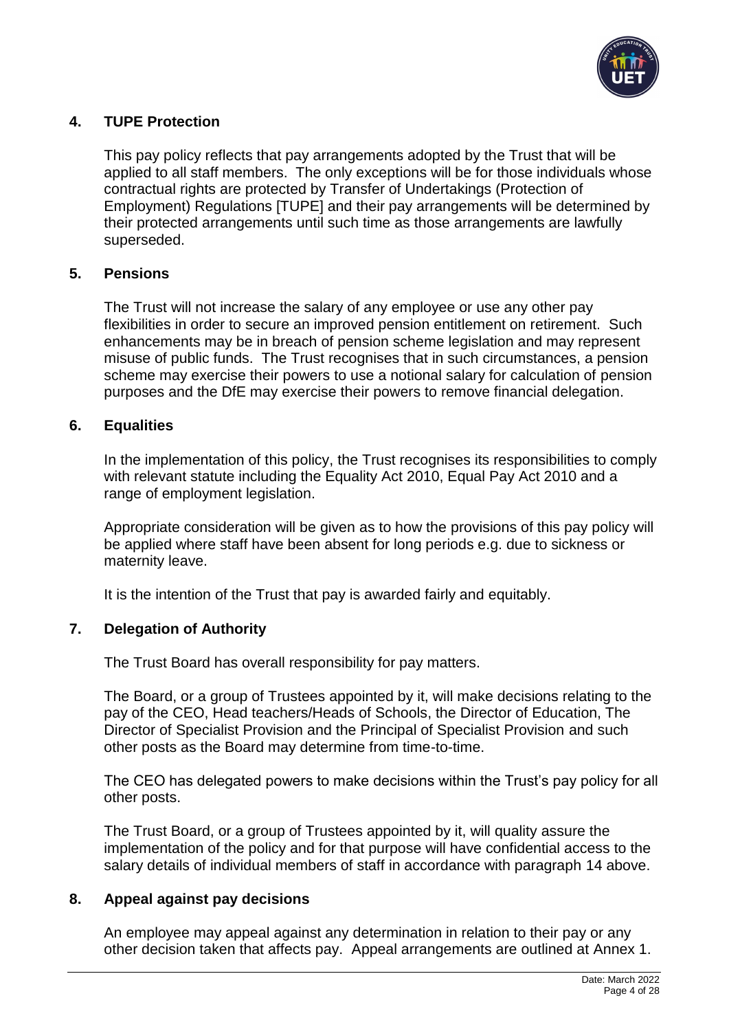## 4. TUPE Protection

This pay policy reflects that pay arrangements adopted by the Trust that will be applied to all staff members. The only exceptions will be for those individuals whose contractual rights are protected by Transfer of Undertakings (Protection of Employment) Regulations [TUPE] and their pay arrangements will be determined by their protected arrangements until such time as those arrangements are lawfully superseded.

## 5. Pensions

The Trust will not increase the salary of any employee or use any other pay flexibilities in order to secure an improved pension entitlement on retirement. Such enhancements may be in breach of pension scheme legislation and may represent misuse of public funds. The Trust recognises that in such circumstances, a pension scheme may exercise their powers to use a notional salary for calculation of pension purposes and the DfE may exercise their powers to remove financial delegation.

## 6. Equalities

In the implementation of this policy, the Trust recognises its responsibilities to comply with relevant statute including the Equality Act 2010, Equal Pay Act 2010 and a range of employment legislation.

Appropriate consideration will be given as to how the provisions of this pay policy will be applied where staff have been absent for long periods e.g. due to sickness or maternity leave.

It is the intention of the Trust that pay is awarded fairly and equitably.

## 7. Delegation of Authority

The Trust Board has overall responsibility for pay matters.

The Board, or a group of Trustees appointed by it, will make decisions relating to the pay of the CEO, Head teachers/Heads of Schools, the Director of Education, The Director of Specialist Provision and the Principal of Specialist Provision and such other posts as the Board may determine from time-to-time.

The CEO has delegated powers to make decisions within the Trust's pay policy for all other posts.

The Trust Board, or a group of Trustees appointed by it, will quality assure the implementation of the policy and for that purpose will have confidential access to the salary details of individual members of staff in accordance with paragraph 14 above.

## 8. Appeal against pay decisions

An employee may appeal against any determination in relation to their pay or any other decision taken that affects pay. Appeal arrangements are outlined at Annex 1.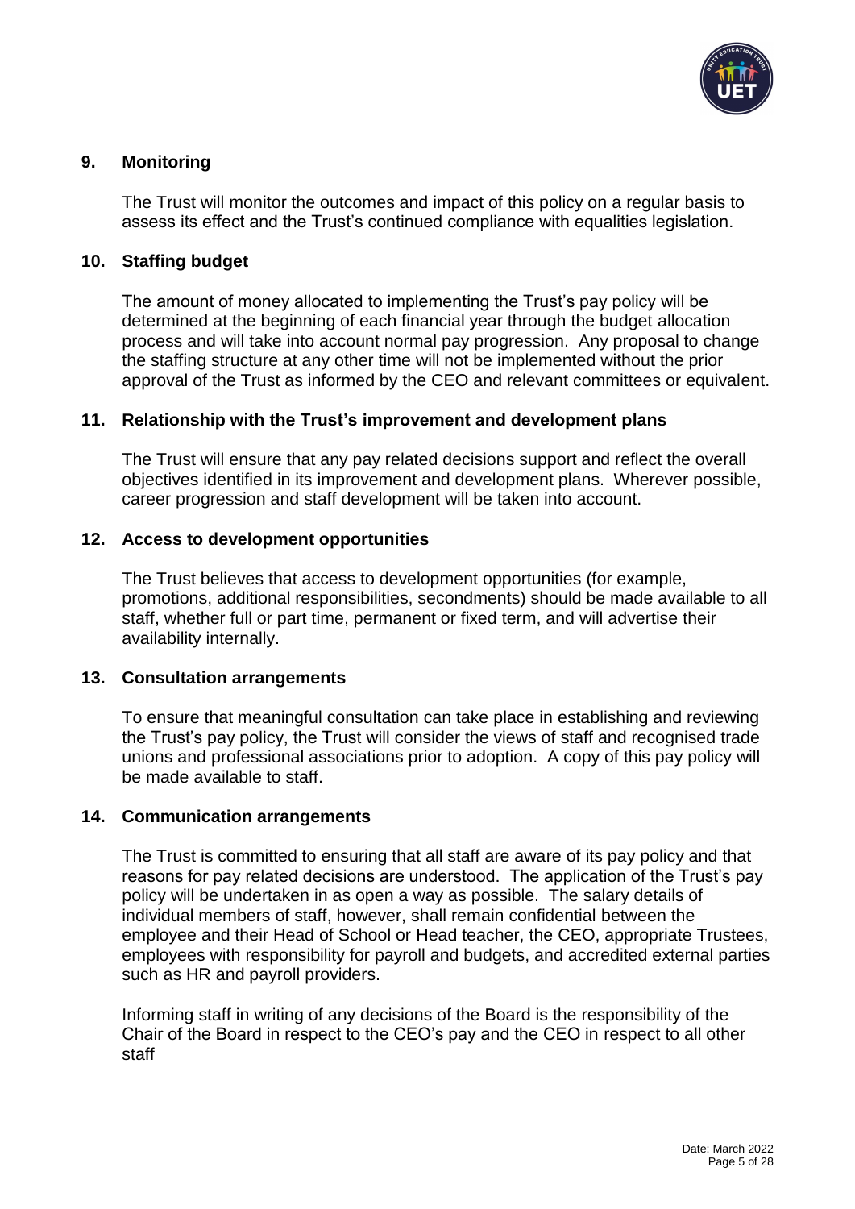## 9. Monitoring

The Trust will monitor the outcomes and impact of this policy on a regular basis to assess its effect and the Trust's continued compliance with equalities legislation.

## 10. Staffing budget

The amount of money allocated to implementing the Trust's pay policy will be determined at the beginning of each financial year through the budget allocation process and will take into account normal pay progression. Any proposal to change the staffing structure at any other time will not be implemented without the prior approval of the Trust as informed by the CEO and relevant committees or equivalent.

## 11. Relationship with the Trust's improvement and development plans

The Trust will ensure that any pay related decisions support and reflect the overall objectives identified in its improvement and development plans. Wherever possible, career progression and staff development will be taken into account.

## 12. Access to development opportunities

The Trust believes that access to development opportunities (for example, promotions, additional responsibilities, secondments) should be made available to all staff, whether full or part time, permanent or fixed term, and will advertise their availability internally.

## 13. Consultation arrangements

To ensure that meaningful consultation can take place in establishing and reviewing the Trust's pay policy, the Trust will consider the views of staff and recognised trade unions and professional associations prior to adoption. A copy of this pay policy will be made available to staff.

## 14. Communication arrangements

The Trust is committed to ensuring that all staff are aware of its pay policy and that reasons for pay related decisions are understood. The application of the Trust's pay policy will be undertaken in as open a way as possible. The salary details of individual members of staff, however, shall remain confidential between the employee and their Head of School or Head teacher, the CEO, appropriate Trustees, employees with responsibility for payroll and budgets, and accredited external parties such as HR and payroll providers.

Informing staff in writing of any decisions of the Board is the responsibility of the Chair of the Board in respect to the CEO's pay and the CEO in respect to all other staff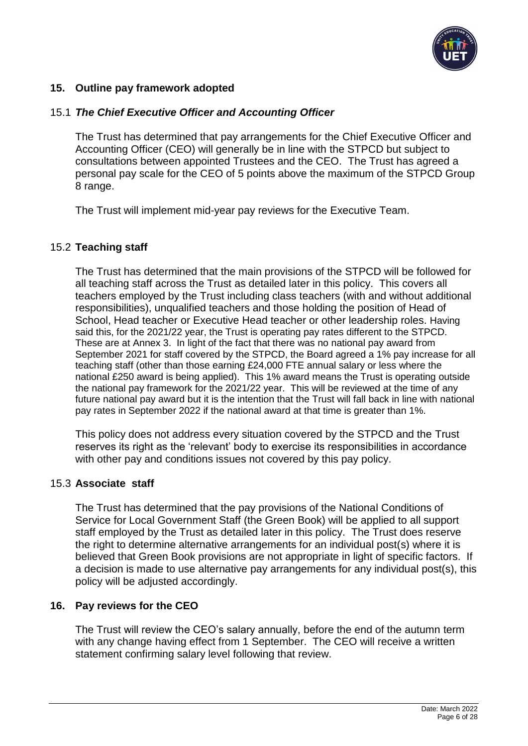## 15. Outline pay framework adopted

### 15.1 ***The Chief Executive Officer and Accounting Officer***

The Trust has determined that pay arrangements for the Chief Executive Officer and Accounting Officer (CEO) will generally be in line with the STPCD but subject to consultations between appointed Trustees and the CEO. The Trust has agreed a personal pay scale for the CEO of 5 points above the maximum of the STPCD Group 8 range.

The Trust will implement mid-year pay reviews for the Executive Team.

### 15.2 **Teaching staff**

The Trust has determined that the main provisions of the STPCD will be followed for all teaching staff across the Trust as detailed later in this policy. This covers all teachers employed by the Trust including class teachers (with and without additional responsibilities), unqualified teachers and those holding the position of Head of School, Head teacher or Executive Head teacher or other leadership roles. Having said this, for the 2021/22 year, the Trust is operating pay rates different to the STPCD. These are at Annex 3. In light of the fact that there was no national pay award from September 2021 for staff covered by the STPCD, the Board agreed a 1% pay increase for all teaching staff (other than those earning £24,000 FTE annual salary or less where the national £250 award is being applied). This 1% award means the Trust is operating outside the national pay framework for the 2021/22 year. This will be reviewed at the time of any future national pay award but it is the intention that the Trust will fall back in line with national pay rates in September 2022 if the national award at that time is greater than 1%.

This policy does not address every situation covered by the STPCD and the Trust reserves its right as the 'relevant' body to exercise its responsibilities in accordance with other pay and conditions issues not covered by this pay policy.

### 15.3 **Associate staff**

The Trust has determined that the pay provisions of the National Conditions of Service for Local Government Staff (the Green Book) will be applied to all support staff employed by the Trust as detailed later in this policy. The Trust does reserve the right to determine alternative arrangements for an individual post(s) where it is believed that Green Book provisions are not appropriate in light of specific factors. If a decision is made to use alternative pay arrangements for any individual post(s), this policy will be adjusted accordingly.

## 16. Pay reviews for the CEO

The Trust will review the CEO's salary annually, before the end of the autumn term with any change having effect from 1 September. The CEO will receive a written statement confirming salary level following that review.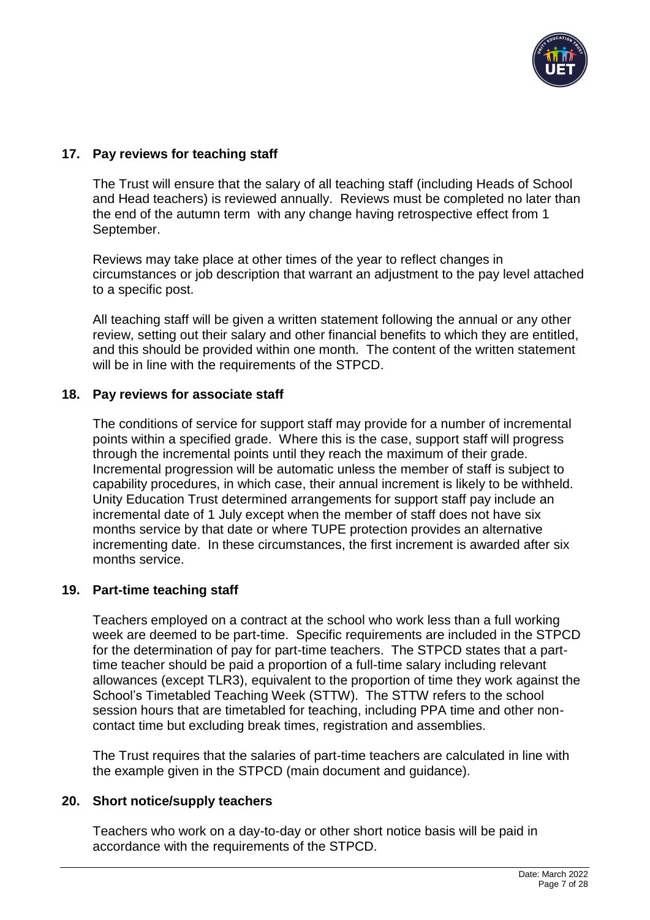## 17. Pay reviews for teaching staff

The Trust will ensure that the salary of all teaching staff (including Heads of School and Head teachers) is reviewed annually. Reviews must be completed no later than the end of the autumn term with any change having retrospective effect from 1 September.

Reviews may take place at other times of the year to reflect changes in circumstances or job description that warrant an adjustment to the pay level attached to a specific post.

All teaching staff will be given a written statement following the annual or any other review, setting out their salary and other financial benefits to which they are entitled, and this should be provided within one month. The content of the written statement will be in line with the requirements of the STPCD.

## 18. Pay reviews for associate staff

The conditions of service for support staff may provide for a number of incremental points within a specified grade. Where this is the case, support staff will progress through the incremental points until they reach the maximum of their grade. Incremental progression will be automatic unless the member of staff is subject to capability procedures, in which case, their annual increment is likely to be withheld. Unity Education Trust determined arrangements for support staff pay include an incremental date of 1 July except when the member of staff does not have six months service by that date or where TUPE protection provides an alternative incrementing date. In these circumstances, the first increment is awarded after six months service.

## 19. Part-time teaching staff

Teachers employed on a contract at the school who work less than a full working week are deemed to be part-time. Specific requirements are included in the STPCD for the determination of pay for part-time teachers. The STPCD states that a part-time teacher should be paid a proportion of a full-time salary including relevant allowances (except TLR3), equivalent to the proportion of time they work against the School's Timetabled Teaching Week (STTW). The STTW refers to the school session hours that are timetabled for teaching, including PPA time and other non-contact time but excluding break times, registration and assemblies.

The Trust requires that the salaries of part-time teachers are calculated in line with the example given in the STPCD (main document and guidance).

## 20. Short notice/supply teachers

Teachers who work on a day-to-day or other short notice basis will be paid in accordance with the requirements of the STPCD.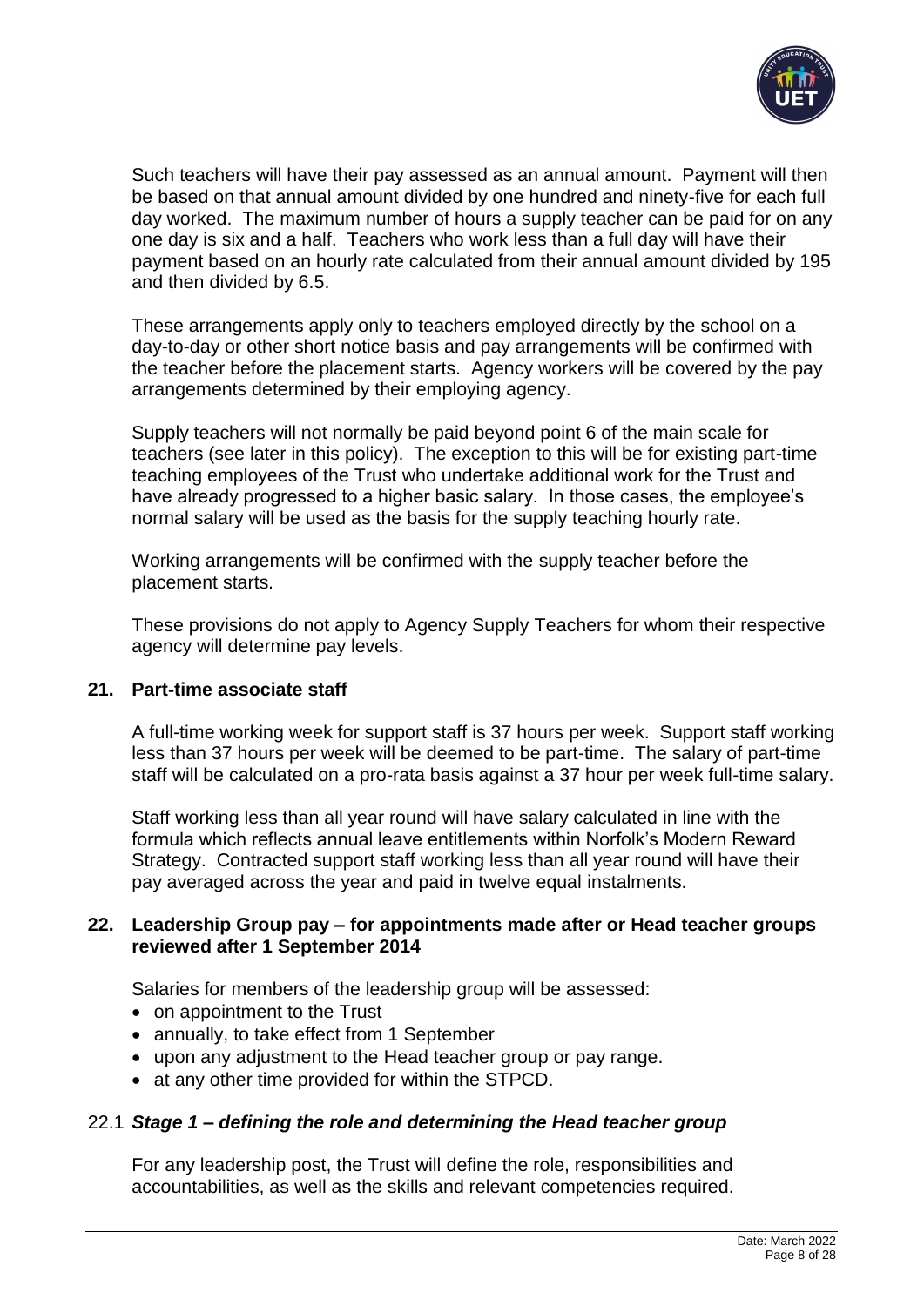Such teachers will have their pay assessed as an annual amount. Payment will then be based on that annual amount divided by one hundred and ninety-five for each full day worked. The maximum number of hours a supply teacher can be paid for on any one day is six and a half. Teachers who work less than a full day will have their payment based on an hourly rate calculated from their annual amount divided by 195 and then divided by 6.5.

These arrangements apply only to teachers employed directly by the school on a day-to-day or other short notice basis and pay arrangements will be confirmed with the teacher before the placement starts. Agency workers will be covered by the pay arrangements determined by their employing agency.

Supply teachers will not normally be paid beyond point 6 of the main scale for teachers (see later in this policy). The exception to this will be for existing part-time teaching employees of the Trust who undertake additional work for the Trust and have already progressed to a higher basic salary. In those cases, the employee's normal salary will be used as the basis for the supply teaching hourly rate.

Working arrangements will be confirmed with the supply teacher before the placement starts.

These provisions do not apply to Agency Supply Teachers for whom their respective agency will determine pay levels.

## 21. Part-time associate staff

A full-time working week for support staff is 37 hours per week. Support staff working less than 37 hours per week will be deemed to be part-time. The salary of part-time staff will be calculated on a pro-rata basis against a 37 hour per week full-time salary.

Staff working less than all year round will have salary calculated in line with the formula which reflects annual leave entitlements within Norfolk's Modern Reward Strategy. Contracted support staff working less than all year round will have their pay averaged across the year and paid in twelve equal instalments.

## 22. Leadership Group pay – for appointments made after or Head teacher groups reviewed after 1 September 2014

Salaries for members of the leadership group will be assessed:

- on appointment to the Trust
- annually, to take effect from 1 September
- upon any adjustment to the Head teacher group or pay range.
- at any other time provided for within the STPCD.

### 22.1 *Stage 1 – defining the role and determining the Head teacher group*

For any leadership post, the Trust will define the role, responsibilities and accountabilities, as well as the skills and relevant competencies required.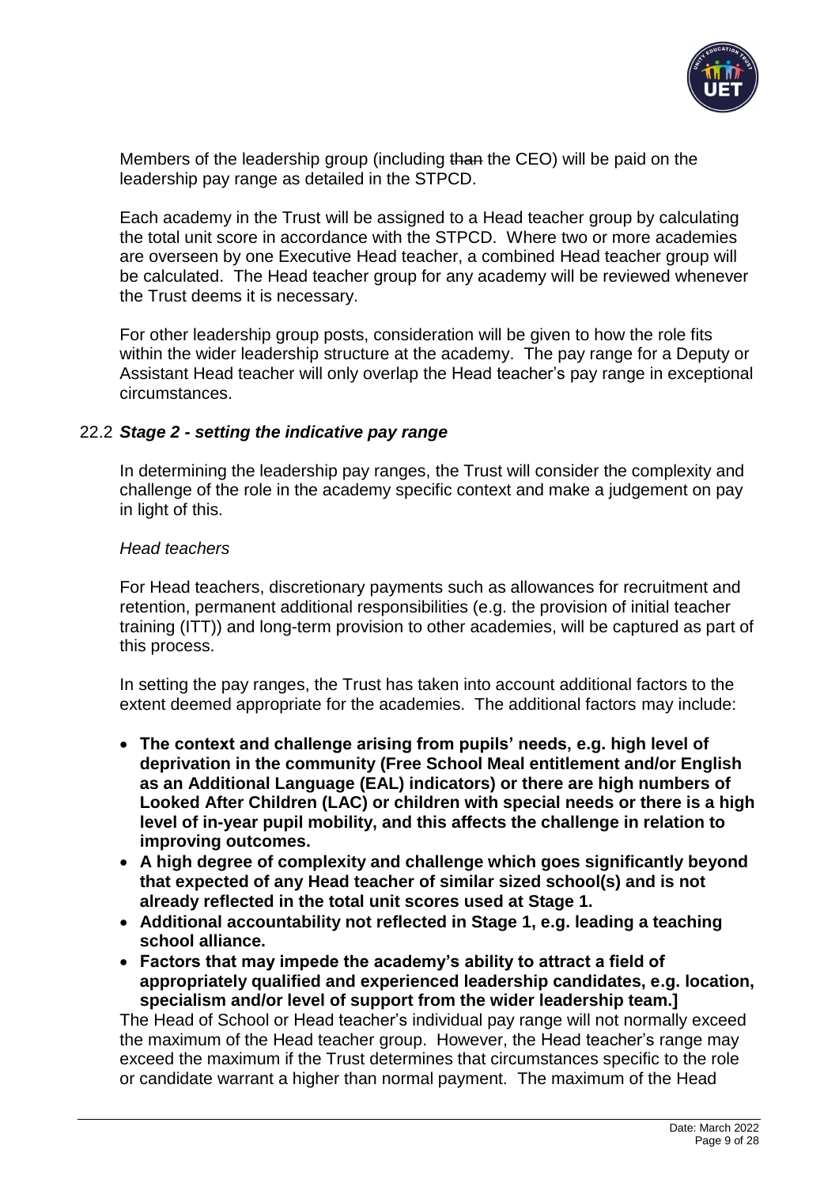Members of the leadership group (including ~~than~~ the CEO) will be paid on the leadership pay range as detailed in the STPCD.

Each academy in the Trust will be assigned to a Head teacher group by calculating the total unit score in accordance with the STPCD. Where two or more academies are overseen by one Executive Head teacher, a combined Head teacher group will be calculated. The Head teacher group for any academy will be reviewed whenever the Trust deems it is necessary.

For other leadership group posts, consideration will be given to how the role fits within the wider leadership structure at the academy. The pay range for a Deputy or Assistant Head teacher will only overlap the Head teacher's pay range in exceptional circumstances.

### 22.2 ***Stage 2 - setting the indicative pay range***

In determining the leadership pay ranges, the Trust will consider the complexity and challenge of the role in the academy specific context and make a judgement on pay in light of this.

*Head teachers*

For Head teachers, discretionary payments such as allowances for recruitment and retention, permanent additional responsibilities (e.g. the provision of initial teacher training (ITT)) and long-term provision to other academies, will be captured as part of this process.

In setting the pay ranges, the Trust has taken into account additional factors to the extent deemed appropriate for the academies. The additional factors may include:

- **The context and challenge arising from pupils' needs, e.g. high level of deprivation in the community (Free School Meal entitlement and/or English as an Additional Language (EAL) indicators) or there are high numbers of Looked After Children (LAC) or children with special needs or there is a high level of in-year pupil mobility, and this affects the challenge in relation to improving outcomes.**
- **A high degree of complexity and challenge which goes significantly beyond that expected of any Head teacher of similar sized school(s) and is not already reflected in the total unit scores used at Stage 1.**
- **Additional accountability not reflected in Stage 1, e.g. leading a teaching school alliance.**
- **Factors that may impede the academy's ability to attract a field of appropriately qualified and experienced leadership candidates, e.g. location, specialism and/or level of support from the wider leadership team.]**

The Head of School or Head teacher's individual pay range will not normally exceed the maximum of the Head teacher group. However, the Head teacher's range may exceed the maximum if the Trust determines that circumstances specific to the role or candidate warrant a higher than normal payment. The maximum of the Head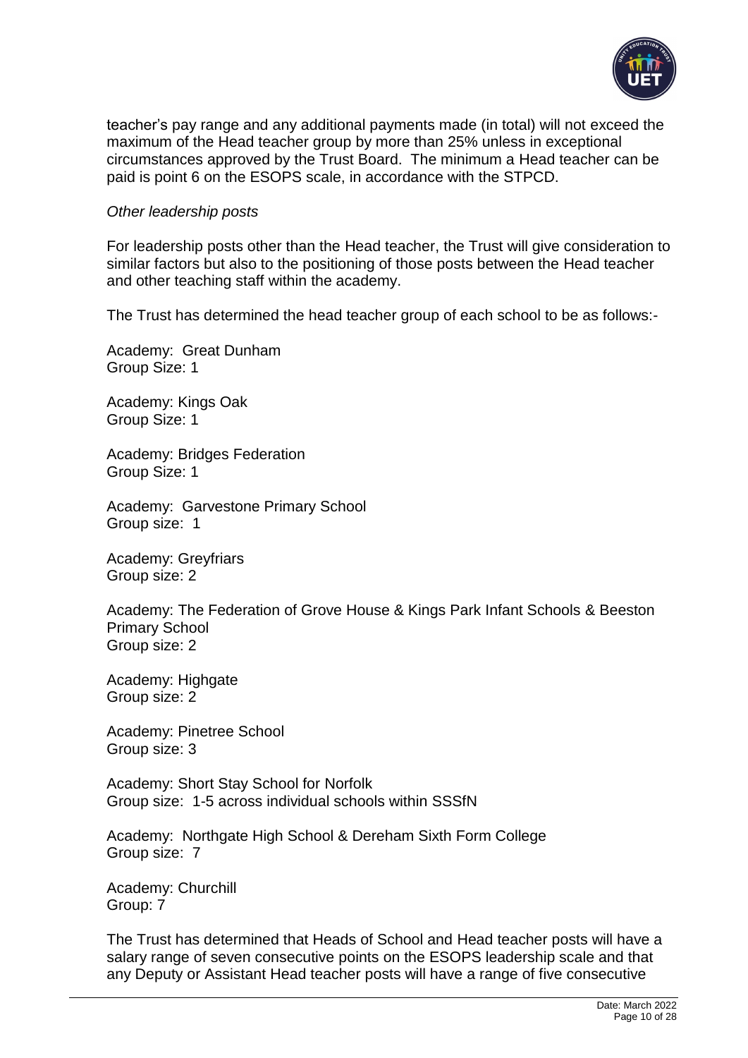teacher's pay range and any additional payments made (in total) will not exceed the maximum of the Head teacher group by more than 25% unless in exceptional circumstances approved by the Trust Board. The minimum a Head teacher can be paid is point 6 on the ESOPS scale, in accordance with the STPCD.

*Other leadership posts*

For leadership posts other than the Head teacher, the Trust will give consideration to similar factors but also to the positioning of those posts between the Head teacher and other teaching staff within the academy.

The Trust has determined the head teacher group of each school to be as follows:-

Academy: Great Dunham
Group Size: 1

Academy: Kings Oak
Group Size: 1

Academy: Bridges Federation
Group Size: 1

Academy: Garvestone Primary School
Group size: 1

Academy: Greyfriars
Group size: 2

Academy: The Federation of Grove House & Kings Park Infant Schools & Beeston Primary School
Group size: 2

Academy: Highgate
Group size: 2

Academy: Pinetree School
Group size: 3

Academy: Short Stay School for Norfolk
Group size: 1-5 across individual schools within SSSfN

Academy: Northgate High School & Dereham Sixth Form College
Group size: 7

Academy: Churchill
Group: 7

The Trust has determined that Heads of School and Head teacher posts will have a salary range of seven consecutive points on the ESOPS leadership scale and that any Deputy or Assistant Head teacher posts will have a range of five consecutive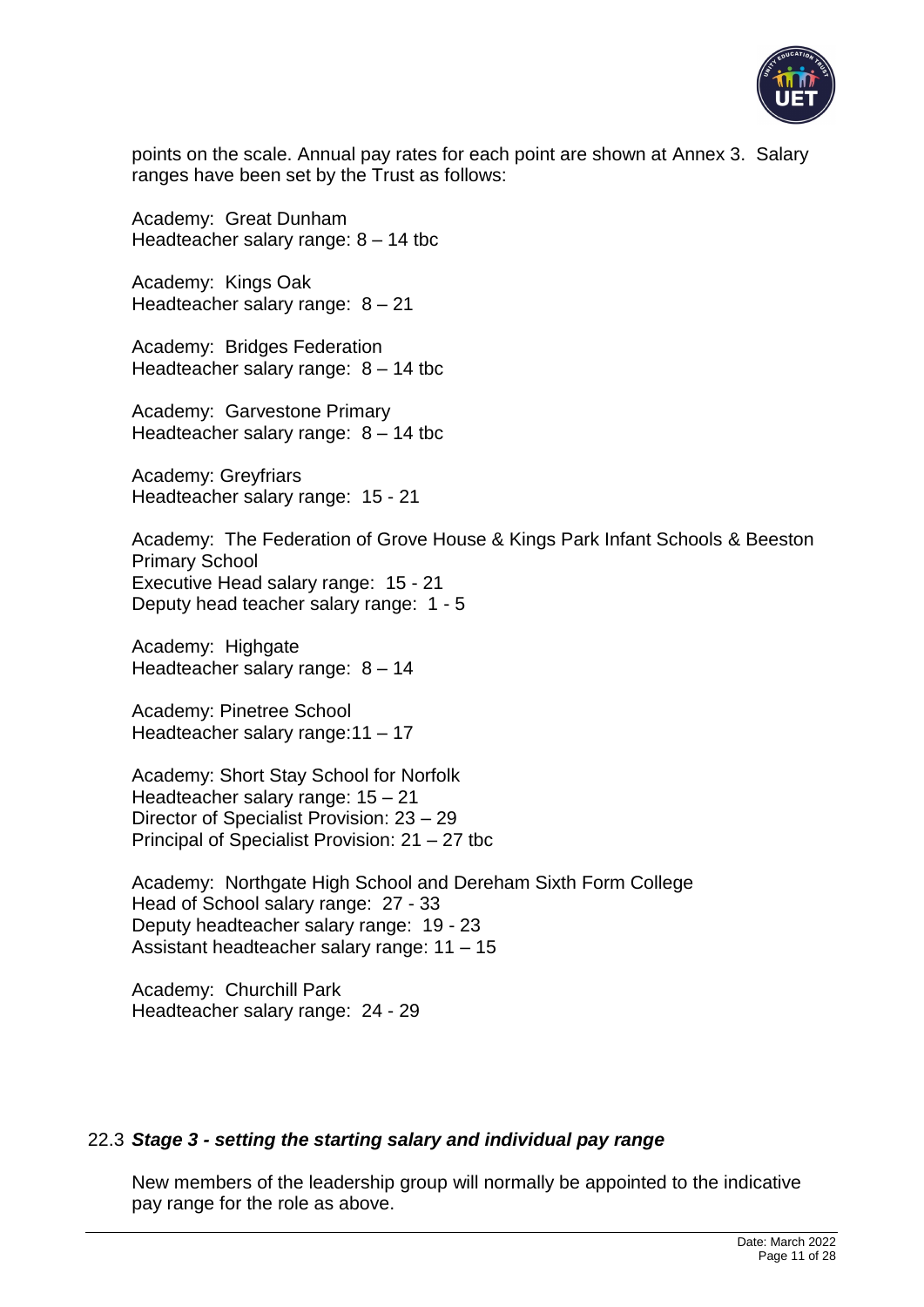points on the scale. Annual pay rates for each point are shown at Annex 3. Salary ranges have been set by the Trust as follows:

Academy: Great Dunham
Headteacher salary range: 8 – 14 tbc

Academy: Kings Oak
Headteacher salary range: 8 – 21

Academy: Bridges Federation
Headteacher salary range: 8 – 14 tbc

Academy: Garvestone Primary
Headteacher salary range: 8 – 14 tbc

Academy: Greyfriars
Headteacher salary range: 15 - 21

Academy: The Federation of Grove House & Kings Park Infant Schools & Beeston Primary School
Executive Head salary range: 15 - 21
Deputy head teacher salary range: 1 - 5

Academy: Highgate
Headteacher salary range: 8 – 14

Academy: Pinetree School
Headteacher salary range:11 – 17

Academy: Short Stay School for Norfolk
Headteacher salary range: 15 – 21
Director of Specialist Provision: 23 – 29
Principal of Specialist Provision: 21 – 27 tbc

Academy: Northgate High School and Dereham Sixth Form College
Head of School salary range: 27 - 33
Deputy headteacher salary range: 19 - 23
Assistant headteacher salary range: 11 – 15

Academy: Churchill Park
Headteacher salary range: 24 - 29

### 22.3 ***Stage 3 - setting the starting salary and individual pay range***

New members of the leadership group will normally be appointed to the indicative pay range for the role as above.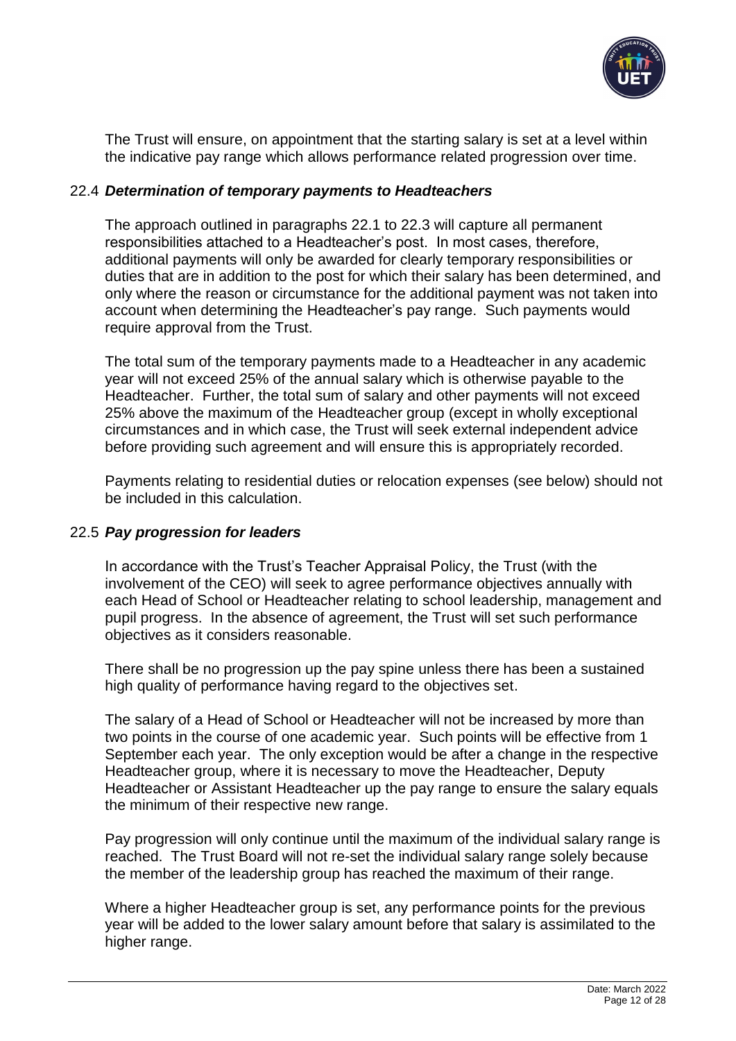The Trust will ensure, on appointment that the starting salary is set at a level within the indicative pay range which allows performance related progression over time.

### 22.4 *Determination of temporary payments to Headteachers*

The approach outlined in paragraphs 22.1 to 22.3 will capture all permanent responsibilities attached to a Headteacher's post. In most cases, therefore, additional payments will only be awarded for clearly temporary responsibilities or duties that are in addition to the post for which their salary has been determined, and only where the reason or circumstance for the additional payment was not taken into account when determining the Headteacher's pay range. Such payments would require approval from the Trust.

The total sum of the temporary payments made to a Headteacher in any academic year will not exceed 25% of the annual salary which is otherwise payable to the Headteacher. Further, the total sum of salary and other payments will not exceed 25% above the maximum of the Headteacher group (except in wholly exceptional circumstances and in which case, the Trust will seek external independent advice before providing such agreement and will ensure this is appropriately recorded.

Payments relating to residential duties or relocation expenses (see below) should not be included in this calculation.

### 22.5 *Pay progression for leaders*

In accordance with the Trust's Teacher Appraisal Policy, the Trust (with the involvement of the CEO) will seek to agree performance objectives annually with each Head of School or Headteacher relating to school leadership, management and pupil progress. In the absence of agreement, the Trust will set such performance objectives as it considers reasonable.

There shall be no progression up the pay spine unless there has been a sustained high quality of performance having regard to the objectives set.

The salary of a Head of School or Headteacher will not be increased by more than two points in the course of one academic year. Such points will be effective from 1 September each year. The only exception would be after a change in the respective Headteacher group, where it is necessary to move the Headteacher, Deputy Headteacher or Assistant Headteacher up the pay range to ensure the salary equals the minimum of their respective new range.

Pay progression will only continue until the maximum of the individual salary range is reached. The Trust Board will not re-set the individual salary range solely because the member of the leadership group has reached the maximum of their range.

Where a higher Headteacher group is set, any performance points for the previous year will be added to the lower salary amount before that salary is assimilated to the higher range.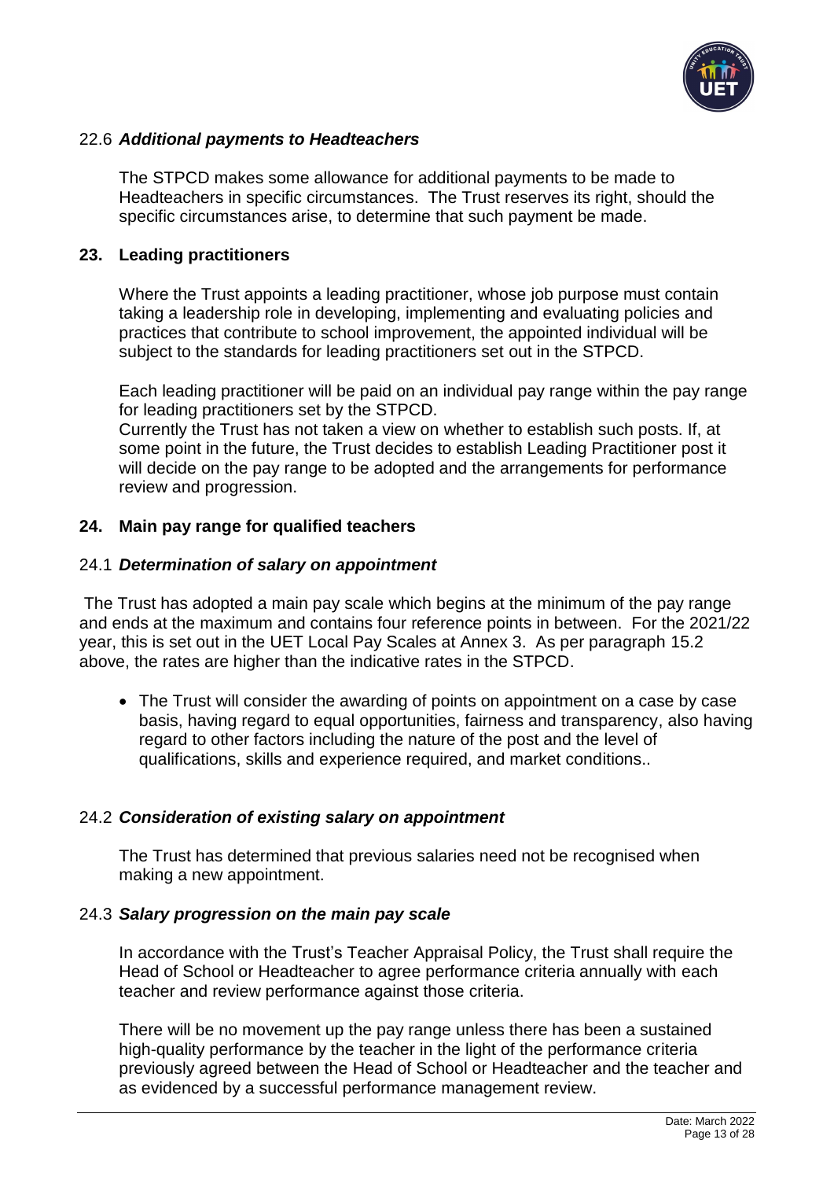### 22.6 *Additional payments to Headteachers*

The STPCD makes some allowance for additional payments to be made to Headteachers in specific circumstances. The Trust reserves its right, should the specific circumstances arise, to determine that such payment be made.

## 23. Leading practitioners

Where the Trust appoints a leading practitioner, whose job purpose must contain taking a leadership role in developing, implementing and evaluating policies and practices that contribute to school improvement, the appointed individual will be subject to the standards for leading practitioners set out in the STPCD.

Each leading practitioner will be paid on an individual pay range within the pay range for leading practitioners set by the STPCD.
Currently the Trust has not taken a view on whether to establish such posts. If, at some point in the future, the Trust decides to establish Leading Practitioner post it will decide on the pay range to be adopted and the arrangements for performance review and progression.

## 24. Main pay range for qualified teachers

### 24.1 *Determination of salary on appointment*

The Trust has adopted a main pay scale which begins at the minimum of the pay range and ends at the maximum and contains four reference points in between. For the 2021/22 year, this is set out in the UET Local Pay Scales at Annex 3. As per paragraph 15.2 above, the rates are higher than the indicative rates in the STPCD.

- The Trust will consider the awarding of points on appointment on a case by case basis, having regard to equal opportunities, fairness and transparency, also having regard to other factors including the nature of the post and the level of qualifications, skills and experience required, and market conditions..

### 24.2 *Consideration of existing salary on appointment*

The Trust has determined that previous salaries need not be recognised when making a new appointment.

### 24.3 *Salary progression on the main pay scale*

In accordance with the Trust's Teacher Appraisal Policy, the Trust shall require the Head of School or Headteacher to agree performance criteria annually with each teacher and review performance against those criteria.

There will be no movement up the pay range unless there has been a sustained high-quality performance by the teacher in the light of the performance criteria previously agreed between the Head of School or Headteacher and the teacher and as evidenced by a successful performance management review.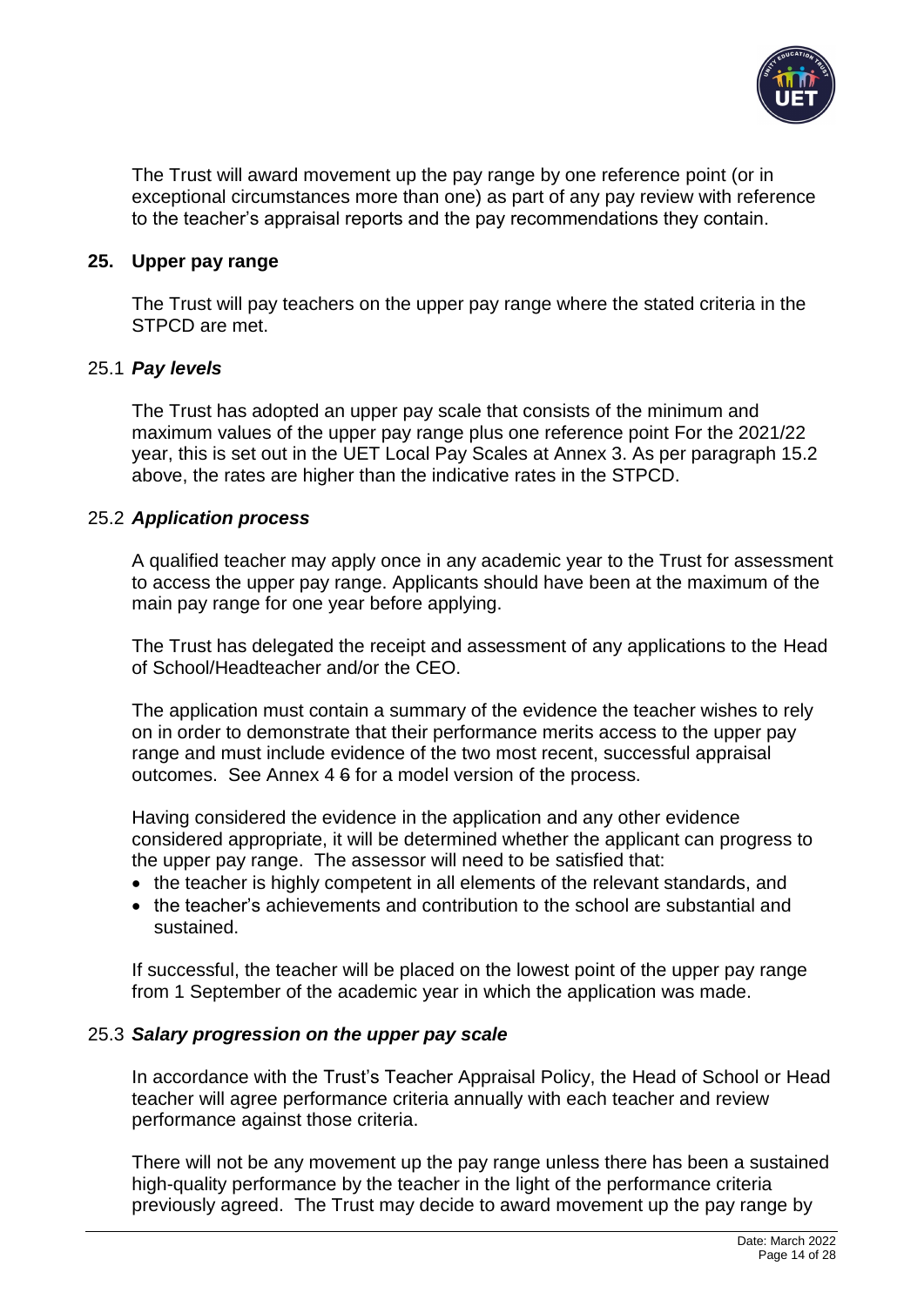The Trust will award movement up the pay range by one reference point (or in exceptional circumstances more than one) as part of any pay review with reference to the teacher's appraisal reports and the pay recommendations they contain.

## 25. Upper pay range

The Trust will pay teachers on the upper pay range where the stated criteria in the STPCD are met.

### 25.1 *Pay levels*

The Trust has adopted an upper pay scale that consists of the minimum and maximum values of the upper pay range plus one reference point For the 2021/22 year, this is set out in the UET Local Pay Scales at Annex 3. As per paragraph 15.2 above, the rates are higher than the indicative rates in the STPCD.

### 25.2 *Application process*

A qualified teacher may apply once in any academic year to the Trust for assessment to access the upper pay range. Applicants should have been at the maximum of the main pay range for one year before applying.

The Trust has delegated the receipt and assessment of any applications to the Head of School/Headteacher and/or the CEO.

The application must contain a summary of the evidence the teacher wishes to rely on in order to demonstrate that their performance merits access to the upper pay range and must include evidence of the two most recent, successful appraisal outcomes. See Annex 4 ~~6~~ for a model version of the process.

Having considered the evidence in the application and any other evidence considered appropriate, it will be determined whether the applicant can progress to the upper pay range. The assessor will need to be satisfied that:

- the teacher is highly competent in all elements of the relevant standards, and
- the teacher's achievements and contribution to the school are substantial and sustained.

If successful, the teacher will be placed on the lowest point of the upper pay range from 1 September of the academic year in which the application was made.

### 25.3 *Salary progression on the upper pay scale*

In accordance with the Trust's Teacher Appraisal Policy, the Head of School or Head teacher will agree performance criteria annually with each teacher and review performance against those criteria.

There will not be any movement up the pay range unless there has been a sustained high-quality performance by the teacher in the light of the performance criteria previously agreed. The Trust may decide to award movement up the pay range by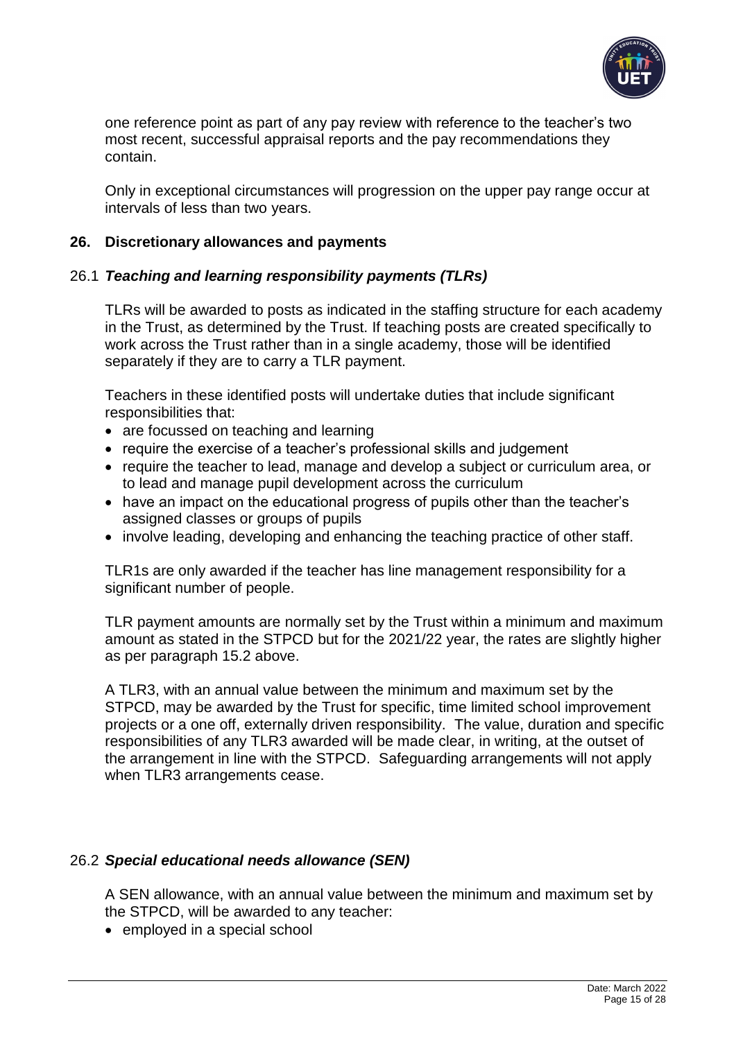one reference point as part of any pay review with reference to the teacher's two most recent, successful appraisal reports and the pay recommendations they contain.

Only in exceptional circumstances will progression on the upper pay range occur at intervals of less than two years.

## 26. Discretionary allowances and payments

### 26.1 *Teaching and learning responsibility payments (TLRs)*

TLRs will be awarded to posts as indicated in the staffing structure for each academy in the Trust, as determined by the Trust. If teaching posts are created specifically to work across the Trust rather than in a single academy, those will be identified separately if they are to carry a TLR payment.

Teachers in these identified posts will undertake duties that include significant responsibilities that:

- are focussed on teaching and learning
- require the exercise of a teacher's professional skills and judgement
- require the teacher to lead, manage and develop a subject or curriculum area, or to lead and manage pupil development across the curriculum
- have an impact on the educational progress of pupils other than the teacher's assigned classes or groups of pupils
- involve leading, developing and enhancing the teaching practice of other staff.

TLR1s are only awarded if the teacher has line management responsibility for a significant number of people.

TLR payment amounts are normally set by the Trust within a minimum and maximum amount as stated in the STPCD but for the 2021/22 year, the rates are slightly higher as per paragraph 15.2 above.

A TLR3, with an annual value between the minimum and maximum set by the STPCD, may be awarded by the Trust for specific, time limited school improvement projects or a one off, externally driven responsibility. The value, duration and specific responsibilities of any TLR3 awarded will be made clear, in writing, at the outset of the arrangement in line with the STPCD. Safeguarding arrangements will not apply when TLR3 arrangements cease.

### 26.2 *Special educational needs allowance (SEN)*

A SEN allowance, with an annual value between the minimum and maximum set by the STPCD, will be awarded to any teacher:

- employed in a special school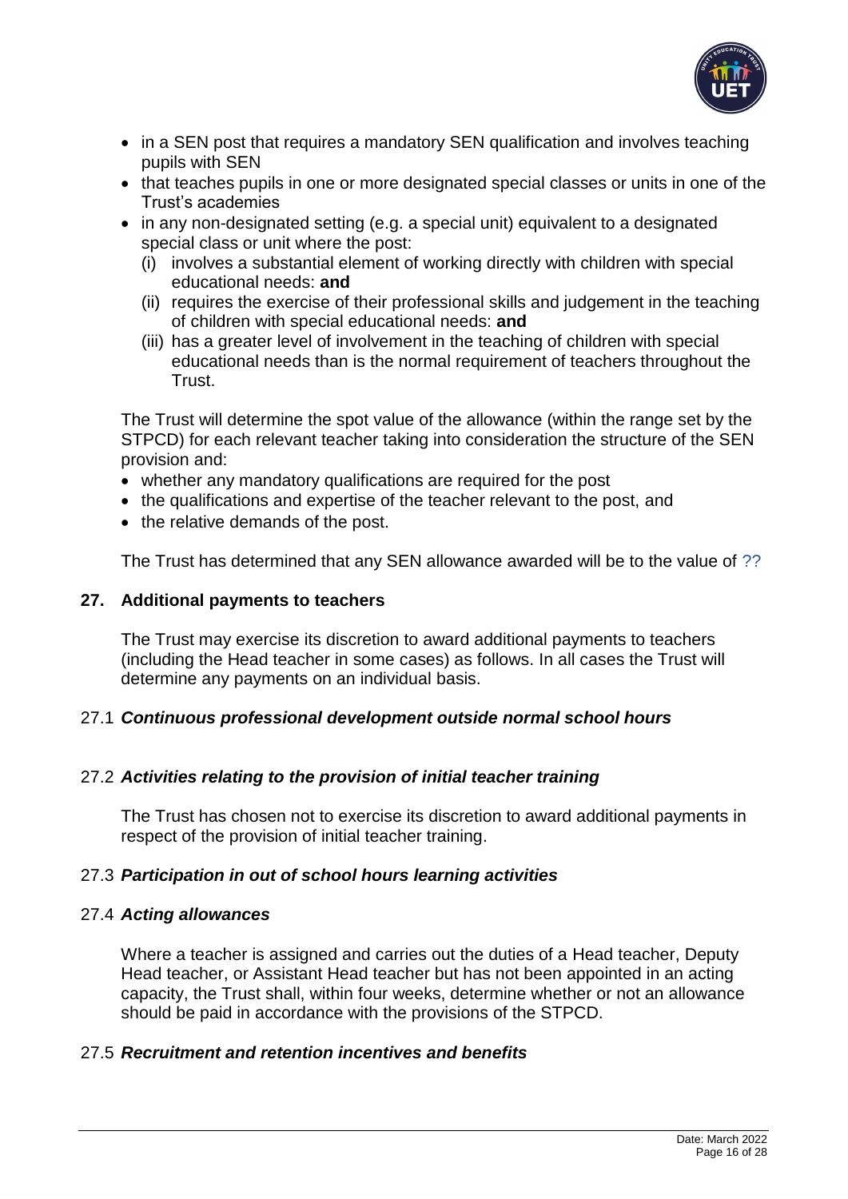- in a SEN post that requires a mandatory SEN qualification and involves teaching pupils with SEN
- that teaches pupils in one or more designated special classes or units in one of the Trust's academies
- in any non-designated setting (e.g. a special unit) equivalent to a designated special class or unit where the post:
  - (i) involves a substantial element of working directly with children with special educational needs: **and**
  - (ii) requires the exercise of their professional skills and judgement in the teaching of children with special educational needs: **and**
  - (iii) has a greater level of involvement in the teaching of children with special educational needs than is the normal requirement of teachers throughout the Trust.

The Trust will determine the spot value of the allowance (within the range set by the STPCD) for each relevant teacher taking into consideration the structure of the SEN provision and:

- whether any mandatory qualifications are required for the post
- the qualifications and expertise of the teacher relevant to the post, and
- the relative demands of the post.

The Trust has determined that any SEN allowance awarded will be to the value of ??

## 27. Additional payments to teachers

The Trust may exercise its discretion to award additional payments to teachers (including the Head teacher in some cases) as follows. In all cases the Trust will determine any payments on an individual basis.

### 27.1 *Continuous professional development outside normal school hours*

### 27.2 *Activities relating to the provision of initial teacher training*

The Trust has chosen not to exercise its discretion to award additional payments in respect of the provision of initial teacher training.

### 27.3 *Participation in out of school hours learning activities*

### 27.4 *Acting allowances*

Where a teacher is assigned and carries out the duties of a Head teacher, Deputy Head teacher, or Assistant Head teacher but has not been appointed in an acting capacity, the Trust shall, within four weeks, determine whether or not an allowance should be paid in accordance with the provisions of the STPCD.

### 27.5 *Recruitment and retention incentives and benefits*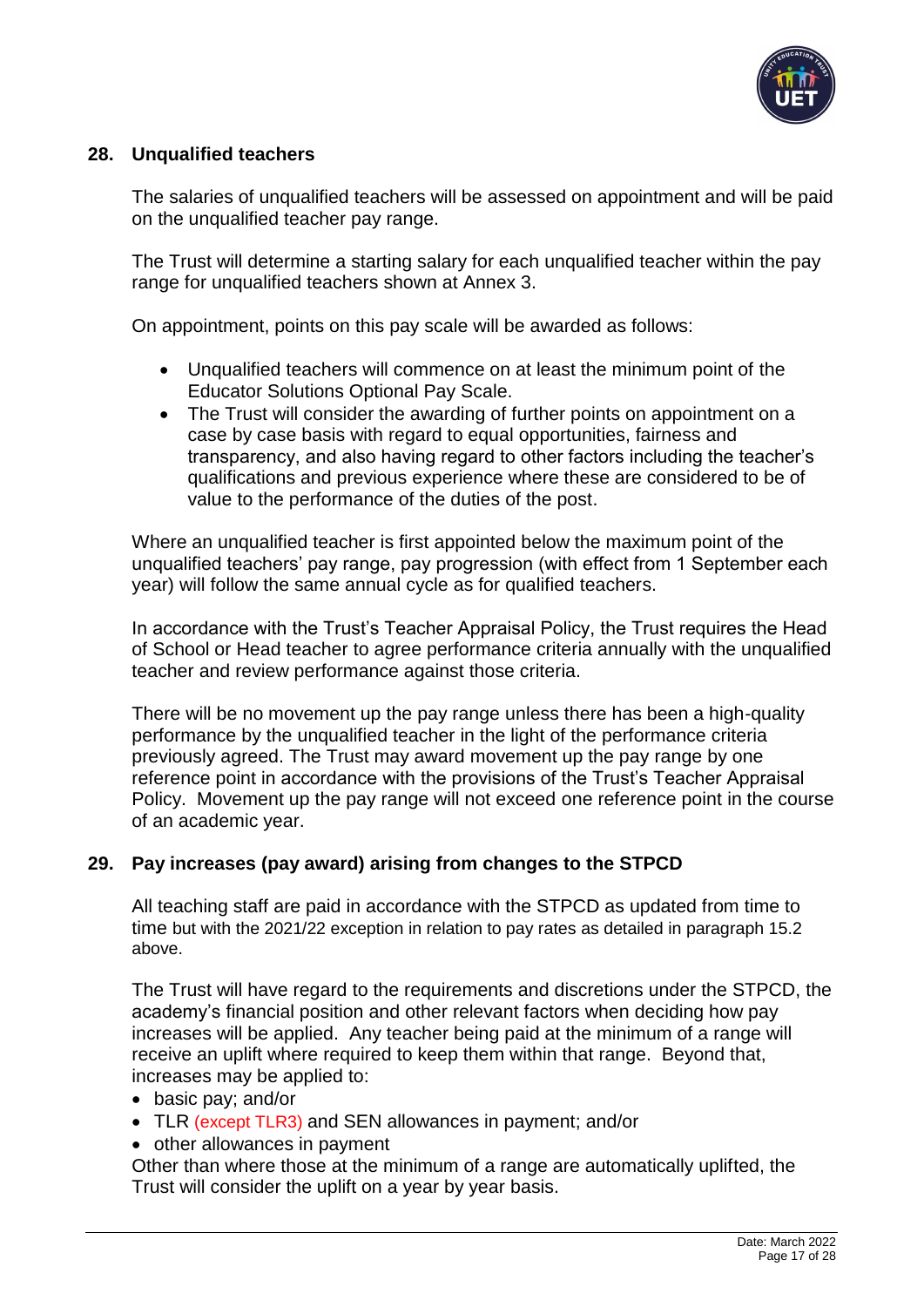## 28. Unqualified teachers

The salaries of unqualified teachers will be assessed on appointment and will be paid on the unqualified teacher pay range.

The Trust will determine a starting salary for each unqualified teacher within the pay range for unqualified teachers shown at Annex 3.

On appointment, points on this pay scale will be awarded as follows:

- Unqualified teachers will commence on at least the minimum point of the Educator Solutions Optional Pay Scale.
- The Trust will consider the awarding of further points on appointment on a case by case basis with regard to equal opportunities, fairness and transparency, and also having regard to other factors including the teacher's qualifications and previous experience where these are considered to be of value to the performance of the duties of the post.

Where an unqualified teacher is first appointed below the maximum point of the unqualified teachers' pay range, pay progression (with effect from 1 September each year) will follow the same annual cycle as for qualified teachers.

In accordance with the Trust's Teacher Appraisal Policy, the Trust requires the Head of School or Head teacher to agree performance criteria annually with the unqualified teacher and review performance against those criteria.

There will be no movement up the pay range unless there has been a high-quality performance by the unqualified teacher in the light of the performance criteria previously agreed. The Trust may award movement up the pay range by one reference point in accordance with the provisions of the Trust's Teacher Appraisal Policy. Movement up the pay range will not exceed one reference point in the course of an academic year.

## 29. Pay increases (pay award) arising from changes to the STPCD

All teaching staff are paid in accordance with the STPCD as updated from time to time but with the 2021/22 exception in relation to pay rates as detailed in paragraph 15.2 above.

The Trust will have regard to the requirements and discretions under the STPCD, the academy's financial position and other relevant factors when deciding how pay increases will be applied. Any teacher being paid at the minimum of a range will receive an uplift where required to keep them within that range. Beyond that, increases may be applied to:

- basic pay; and/or
- TLR (except TLR3) and SEN allowances in payment; and/or
- other allowances in payment

Other than where those at the minimum of a range are automatically uplifted, the Trust will consider the uplift on a year by year basis.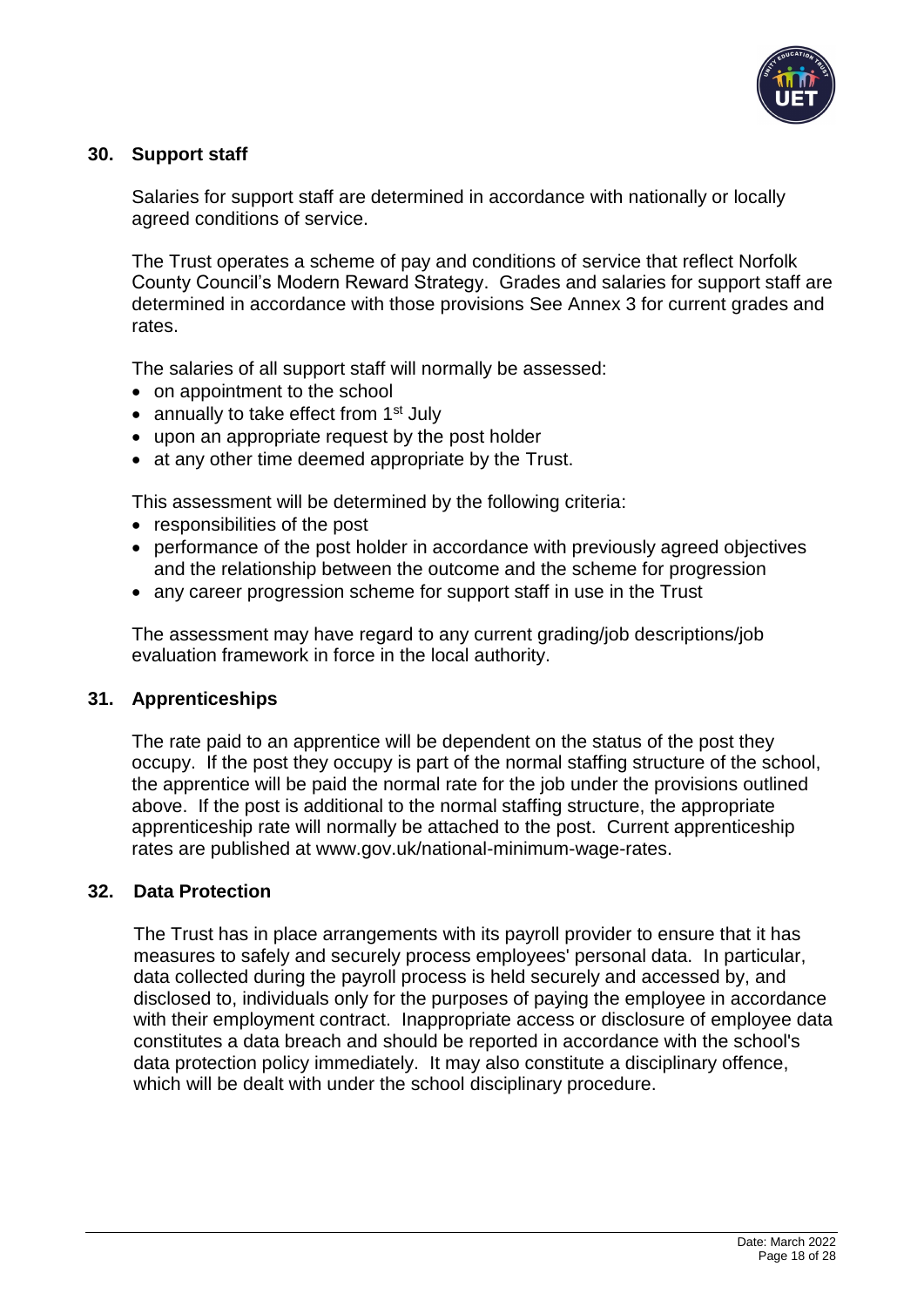## 30. Support staff

Salaries for support staff are determined in accordance with nationally or locally agreed conditions of service.

The Trust operates a scheme of pay and conditions of service that reflect Norfolk County Council's Modern Reward Strategy. Grades and salaries for support staff are determined in accordance with those provisions See Annex 3 for current grades and rates.

The salaries of all support staff will normally be assessed:

- on appointment to the school
- annually to take effect from 1st July
- upon an appropriate request by the post holder
- at any other time deemed appropriate by the Trust.

This assessment will be determined by the following criteria:

- responsibilities of the post
- performance of the post holder in accordance with previously agreed objectives and the relationship between the outcome and the scheme for progression
- any career progression scheme for support staff in use in the Trust

The assessment may have regard to any current grading/job descriptions/job evaluation framework in force in the local authority.

## 31. Apprenticeships

The rate paid to an apprentice will be dependent on the status of the post they occupy. If the post they occupy is part of the normal staffing structure of the school, the apprentice will be paid the normal rate for the job under the provisions outlined above. If the post is additional to the normal staffing structure, the appropriate apprenticeship rate will normally be attached to the post. Current apprenticeship rates are published at www.gov.uk/national-minimum-wage-rates.

## 32. Data Protection

The Trust has in place arrangements with its payroll provider to ensure that it has measures to safely and securely process employees' personal data. In particular, data collected during the payroll process is held securely and accessed by, and disclosed to, individuals only for the purposes of paying the employee in accordance with their employment contract. Inappropriate access or disclosure of employee data constitutes a data breach and should be reported in accordance with the school's data protection policy immediately. It may also constitute a disciplinary offence, which will be dealt with under the school disciplinary procedure.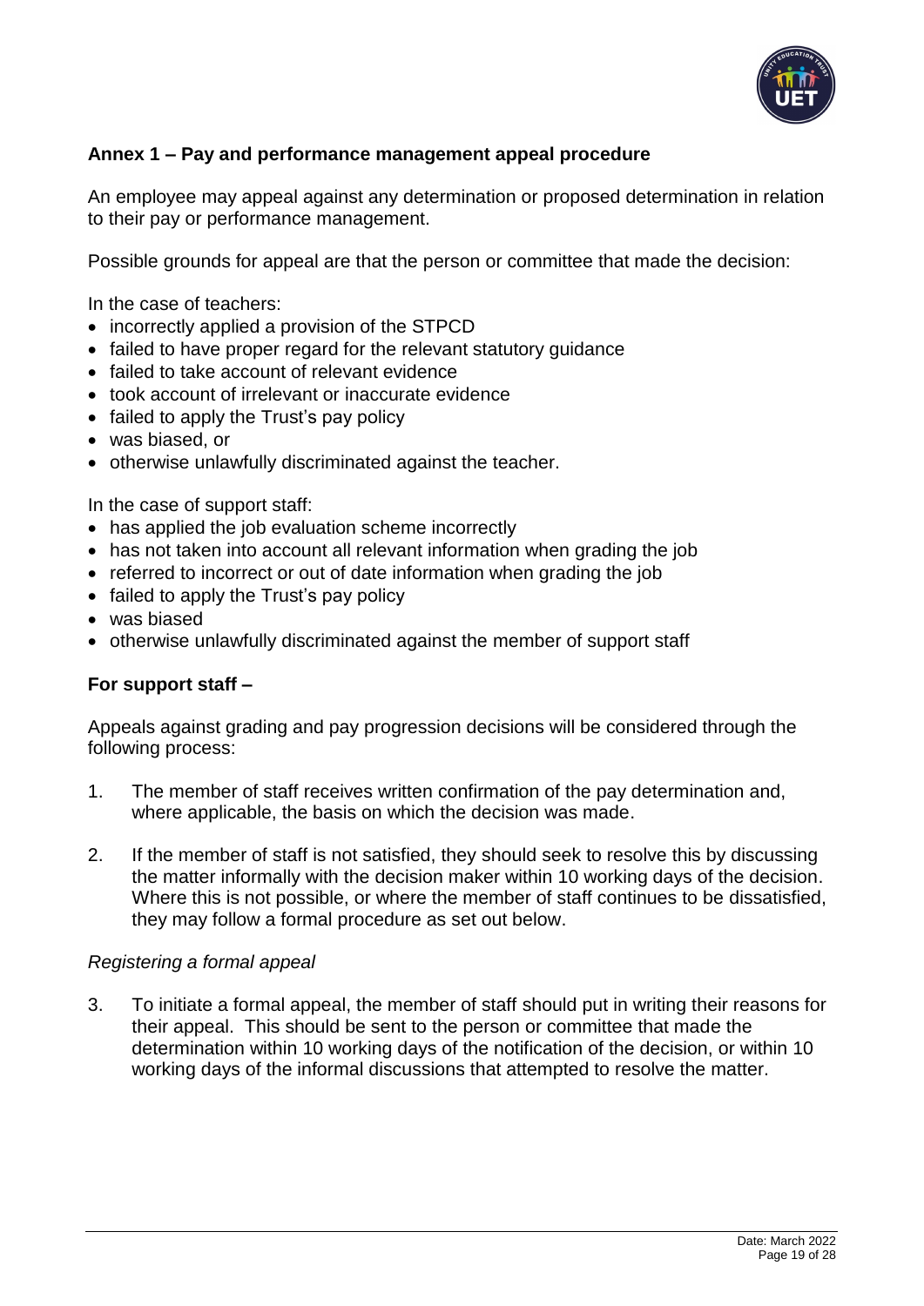**Annex 1 – Pay and performance management appeal procedure**

An employee may appeal against any determination or proposed determination in relation to their pay or performance management.

Possible grounds for appeal are that the person or committee that made the decision:

In the case of teachers:

- incorrectly applied a provision of the STPCD
- failed to have proper regard for the relevant statutory guidance
- failed to take account of relevant evidence
- took account of irrelevant or inaccurate evidence
- failed to apply the Trust's pay policy
- was biased, or
- otherwise unlawfully discriminated against the teacher.

In the case of support staff:

- has applied the job evaluation scheme incorrectly
- has not taken into account all relevant information when grading the job
- referred to incorrect or out of date information when grading the job
- failed to apply the Trust's pay policy
- was biased
- otherwise unlawfully discriminated against the member of support staff

**For support staff –**

Appeals against grading and pay progression decisions will be considered through the following process:

1. The member of staff receives written confirmation of the pay determination and, where applicable, the basis on which the decision was made.

2. If the member of staff is not satisfied, they should seek to resolve this by discussing the matter informally with the decision maker within 10 working days of the decision. Where this is not possible, or where the member of staff continues to be dissatisfied, they may follow a formal procedure as set out below.

*Registering a formal appeal*

3. To initiate a formal appeal, the member of staff should put in writing their reasons for their appeal. This should be sent to the person or committee that made the determination within 10 working days of the notification of the decision, or within 10 working days of the informal discussions that attempted to resolve the matter.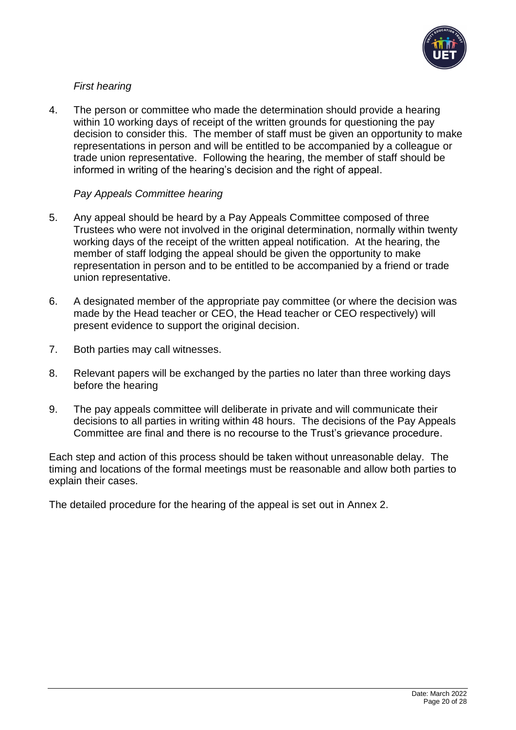*First hearing*

4. The person or committee who made the determination should provide a hearing within 10 working days of receipt of the written grounds for questioning the pay decision to consider this. The member of staff must be given an opportunity to make representations in person and will be entitled to be accompanied by a colleague or trade union representative. Following the hearing, the member of staff should be informed in writing of the hearing's decision and the right of appeal.

*Pay Appeals Committee hearing*

5. Any appeal should be heard by a Pay Appeals Committee composed of three Trustees who were not involved in the original determination, normally within twenty working days of the receipt of the written appeal notification. At the hearing, the member of staff lodging the appeal should be given the opportunity to make representation in person and to be entitled to be accompanied by a friend or trade union representative.

6. A designated member of the appropriate pay committee (or where the decision was made by the Head teacher or CEO, the Head teacher or CEO respectively) will present evidence to support the original decision.

7. Both parties may call witnesses.

8. Relevant papers will be exchanged by the parties no later than three working days before the hearing

9. The pay appeals committee will deliberate in private and will communicate their decisions to all parties in writing within 48 hours. The decisions of the Pay Appeals Committee are final and there is no recourse to the Trust's grievance procedure.

Each step and action of this process should be taken without unreasonable delay. The timing and locations of the formal meetings must be reasonable and allow both parties to explain their cases.

The detailed procedure for the hearing of the appeal is set out in Annex 2.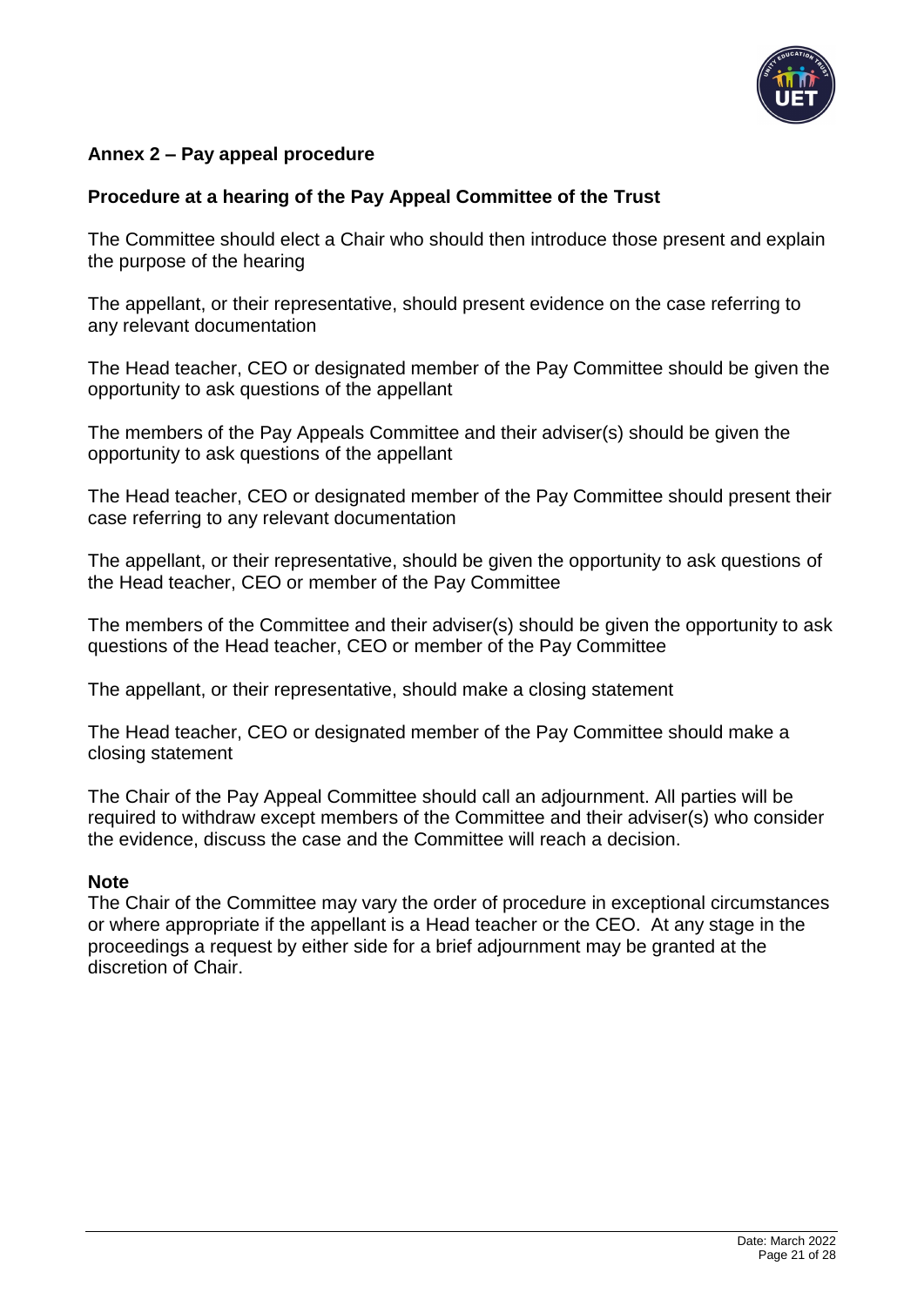## Annex 2 – Pay appeal procedure

### Procedure at a hearing of the Pay Appeal Committee of the Trust

The Committee should elect a Chair who should then introduce those present and explain the purpose of the hearing

The appellant, or their representative, should present evidence on the case referring to any relevant documentation

The Head teacher, CEO or designated member of the Pay Committee should be given the opportunity to ask questions of the appellant

The members of the Pay Appeals Committee and their adviser(s) should be given the opportunity to ask questions of the appellant

The Head teacher, CEO or designated member of the Pay Committee should present their case referring to any relevant documentation

The appellant, or their representative, should be given the opportunity to ask questions of the Head teacher, CEO or member of the Pay Committee

The members of the Committee and their adviser(s) should be given the opportunity to ask questions of the Head teacher, CEO or member of the Pay Committee

The appellant, or their representative, should make a closing statement

The Head teacher, CEO or designated member of the Pay Committee should make a closing statement

The Chair of the Pay Appeal Committee should call an adjournment. All parties will be required to withdraw except members of the Committee and their adviser(s) who consider the evidence, discuss the case and the Committee will reach a decision.

**Note**
The Chair of the Committee may vary the order of procedure in exceptional circumstances or where appropriate if the appellant is a Head teacher or the CEO. At any stage in the proceedings a request by either side for a brief adjournment may be granted at the discretion of Chair.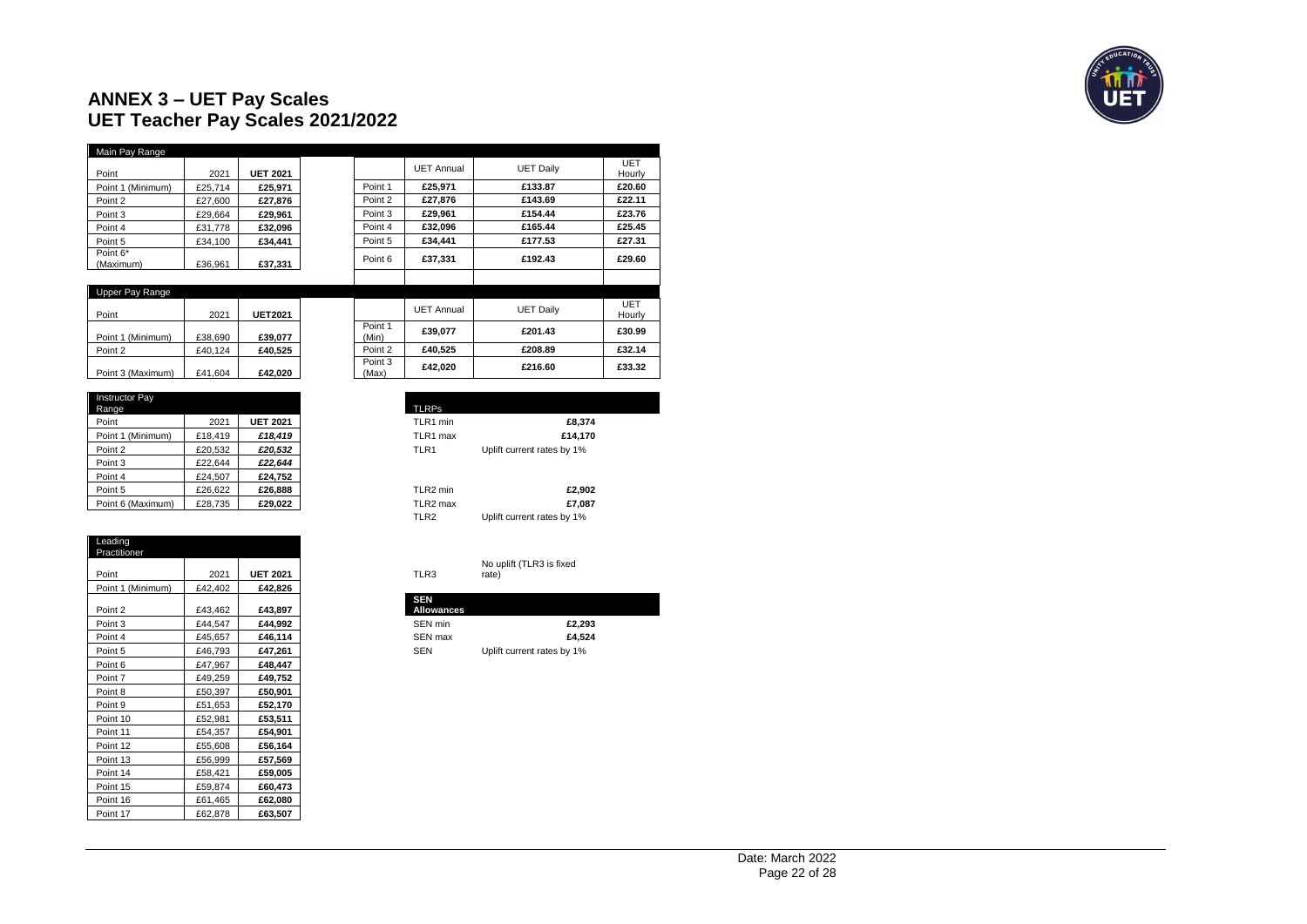# ANNEX 3 – UET Pay Scales

# UET Teacher Pay Scales 2021/2022

| Main Pay Range | | | | | | |
|---|---|---|---|---|---|---|
| Point | 2021 | **UET 2021** | | UET Annual | UET Daily | UET Hourly |
| Point 1 (Minimum) | £25,714 | **£25,971** | Point 1 | **£25,971** | **£133.87** | **£20.60** |
| Point 2 | £27,600 | **£27,876** | Point 2 | **£27,876** | **£143.69** | **£22.11** |
| Point 3 | £29,664 | **£29,961** | Point 3 | **£29,961** | **£154.44** | **£23.76** |
| Point 4 | £31,778 | **£32,096** | Point 4 | **£32,096** | **£165.44** | **£25.45** |
| Point 5 | £34,100 | **£34,441** | Point 5 | **£34,441** | **£177.53** | **£27.31** |
| Point 6* (Maximum) | £36,961 | **£37,331** | Point 6 | **£37,331** | **£192.43** | **£29.60** |

| Upper Pay Range | | | | | | |
|---|---|---|---|---|---|---|
| Point | 2021 | **UET2021** | | UET Annual | UET Daily | UET Hourly |
| Point 1 (Minimum) | £38,690 | **£39,077** | Point 1 (Min) | **£39,077** | **£201.43** | **£30.99** |
| Point 2 | £40,124 | **£40,525** | Point 2 | **£40,525** | **£208.89** | **£32.14** |
| Point 3 (Maximum) | £41,604 | **£42,020** | Point 3 (Max) | **£42,020** | **£216.60** | **£33.32** |

| Instructor Pay Range | | |
|---|---|---|
| Point | 2021 | **UET 2021** |
| Point 1 (Minimum) | £18,419 | ***£18,419*** |
| Point 2 | £20,532 | ***£20,532*** |
| Point 3 | £22,644 | ***£22,644*** |
| Point 4 | £24,507 | **£24,752** |
| Point 5 | £26,622 | **£26,888** |
| Point 6 (Maximum) | £28,735 | **£29,022** |

| TLRPs | |
|---|---|
| TLR1 min | **£8,374** |
| TLR1 max | **£14,170** |
| TLR1 | Uplift current rates by 1% |
| TLR2 min | **£2,902** |
| TLR2 max | **£7,087** |
| TLR2 | Uplift current rates by 1% |
| TLR3 | No uplift (TLR3 is fixed rate) |

| SEN Allowances | |
|---|---|
| SEN min | **£2,293** |
| SEN max | **£4,524** |
| SEN | Uplift current rates by 1% |

| Leading Practitioner | | |
|---|---|---|
| Point | 2021 | **UET 2021** |
| Point 1 (Minimum) | £42,402 | **£42,826** |
| Point 2 | £43,462 | **£43,897** |
| Point 3 | £44,547 | **£44,992** |
| Point 4 | £45,657 | **£46,114** |
| Point 5 | £46,793 | **£47,261** |
| Point 6 | £47,967 | **£48,447** |
| Point 7 | £49,259 | **£49,752** |
| Point 8 | £50,397 | **£50,901** |
| Point 9 | £51,653 | **£52,170** |
| Point 10 | £52,981 | **£53,511** |
| Point 11 | £54,357 | **£54,901** |
| Point 12 | £55,608 | **£56,164** |
| Point 13 | £56,999 | **£57,569** |
| Point 14 | £58,421 | **£59,005** |
| Point 15 | £59,874 | **£60,473** |
| Point 16 | £61,465 | **£62,080** |
| Point 17 | £62,878 | **£63,507** |

Date: March 2022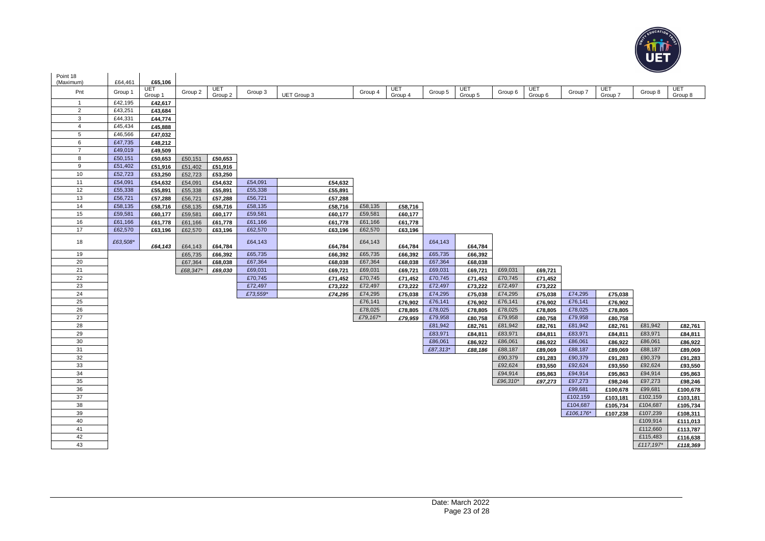| Point 18 (Maximum) | £64,461 | **£65,106** | | | | | | | | | | | | | | |
|---|---|---|---|---|---|---|---|---|---|---|---|---|---|---|---|---|
| Pnt | Group 1 | UET Group 1 | Group 2 | UET Group 2 | Group 3 | UET Group 3 | Group 4 | UET Group 4 | Group 5 | UET Group 5 | Group 6 | UET Group 6 | Group 7 | UET Group 7 | Group 8 | UET Group 8 |
| 1 | £42,195 | **£42,617** | | | | | | | | | | | | | | |
| 2 | £43,251 | **£43,684** | | | | | | | | | | | | | | |
| 3 | £44,331 | **£44,774** | | | | | | | | | | | | | | |
| 4 | £45,434 | **£45,888** | | | | | | | | | | | | | | |
| 5 | £46,566 | **£47,032** | | | | | | | | | | | | | | |
| 6 | £47,735 | **£48,212** | | | | | | | | | | | | | | |
| 7 | £49,019 | **£49,509** | | | | | | | | | | | | | | |
| 8 | £50,151 | **£50,653** | £50,151 | **£50,653** | | | | | | | | | | | | |
| 9 | £51,402 | **£51,916** | £51,402 | **£51,916** | | | | | | | | | | | | |
| 10 | £52,723 | **£53,250** | £52,723 | **£53,250** | | | | | | | | | | | | |
| 11 | £54,091 | **£54,632** | £54,091 | **£54,632** | £54,091 | **£54,632** | | | | | | | | | | |
| 12 | £55,338 | **£55,891** | £55,338 | **£55,891** | £55,338 | **£55,891** | | | | | | | | | | |
| 13 | £56,721 | **£57,288** | £56,721 | **£57,288** | £56,721 | **£57,288** | | | | | | | | | | |
| 14 | £58,135 | **£58,716** | £58,135 | **£58,716** | £58,135 | **£58,716** | £58,135 | **£58,716** | | | | | | | | |
| 15 | £59,581 | **£60,177** | £59,581 | **£60,177** | £59,581 | **£60,177** | £59,581 | **£60,177** | | | | | | | | |
| 16 | £61,166 | **£61,778** | £61,166 | **£61,778** | £61,166 | **£61,778** | £61,166 | **£61,778** | | | | | | | | |
| 17 | £62,570 | **£63,196** | £62,570 | **£63,196** | £62,570 | **£63,196** | £62,570 | **£63,196** | | | | | | | | |
| 18 | *£63,508\** | ***£64,143*** | £64,143 | **£64,784** | £64,143 | **£64,784** | £64,143 | **£64,784** | £64,143 | **£64,784** | | | | | | |
| 19 | | | £65,735 | **£66,392** | £65,735 | **£66,392** | £65,735 | **£66,392** | £65,735 | **£66,392** | | | | | | |
| 20 | | | £67,364 | **£68,038** | £67,364 | **£68,038** | £67,364 | **£68,038** | £67,364 | **£68,038** | | | | | | |
| 21 | | | *£68,347\** | ***£69,030*** | £69,031 | **£69,721** | £69,031 | **£69,721** | £69,031 | **£69,721** | £69,031 | **£69,721** | | | | |
| 22 | | | | | £70,745 | **£71,452** | £70,745 | **£71,452** | £70,745 | **£71,452** | £70,745 | **£71,452** | | | | |
| 23 | | | | | £72,497 | **£73,222** | £72,497 | **£73,222** | £72,497 | **£73,222** | £72,497 | **£73,222** | | | | |
| 24 | | | | | *£73,559\** | ***£74,295*** | £74,295 | **£75,038** | £74,295 | **£75,038** | £74,295 | **£75,038** | £74,295 | **£75,038** | | |
| 25 | | | | | | | £76,141 | **£76,902** | £76,141 | **£76,902** | £76,141 | **£76,902** | £76,141 | **£76,902** | | |
| 26 | | | | | | | £78,025 | **£78,805** | £78,025 | **£78,805** | £78,025 | **£78,805** | £78,025 | **£78,805** | | |
| 27 | | | | | | | *£79,167\** | ***£79,959*** | £79,958 | **£80,758** | £79,958 | **£80,758** | £79,958 | **£80,758** | | |
| 28 | | | | | | | | | £81,942 | **£82,761** | £81,942 | **£82,761** | £81,942 | **£82,761** | £81,942 | **£82,761** |
| 29 | | | | | | | | | £83,971 | **£84,811** | £83,971 | **£84,811** | £83,971 | **£84,811** | £83,971 | **£84,811** |
| 30 | | | | | | | | | £86,061 | **£86,922** | £86,061 | **£86,922** | £86,061 | **£86,922** | £86,061 | **£86,922** |
| 31 | | | | | | | | | *£87,313\** | ***£88,186*** | £88,187 | **£89,069** | £88,187 | **£89,069** | £88,187 | **£89,069** |
| 32 | | | | | | | | | | | £90,379 | **£91,283** | £90,379 | **£91,283** | £90,379 | **£91,283** |
| 33 | | | | | | | | | | | £92,624 | **£93,550** | £92,624 | **£93,550** | £92,624 | **£93,550** |
| 34 | | | | | | | | | | | £94,914 | **£95,863** | £94,914 | **£95,863** | £94,914 | **£95,863** |
| 35 | | | | | | | | | | | *£96,310\** | ***£97,273*** | £97,273 | **£98,246** | £97,273 | **£98,246** |
| 36 | | | | | | | | | | | | | £99,681 | **£100,678** | £99,681 | **£100,678** |
| 37 | | | | | | | | | | | | | £102,159 | **£103,181** | £102,159 | **£103,181** |
| 38 | | | | | | | | | | | | | £104,687 | **£105,734** | £104,687 | **£105,734** |
| 39 | | | | | | | | | | | | | *£106,176\** | **£107,238** | £107,239 | **£108,311** |
| 40 | | | | | | | | | | | | | | | £109,914 | **£111,013** |
| 41 | | | | | | | | | | | | | | | £112,660 | **£113,787** |
| 42 | | | | | | | | | | | | | | | £115,483 | **£116,638** |
| 43 | | | | | | | | | | | | | | | *£117,197\** | ***£118,369*** |

Date: March 2022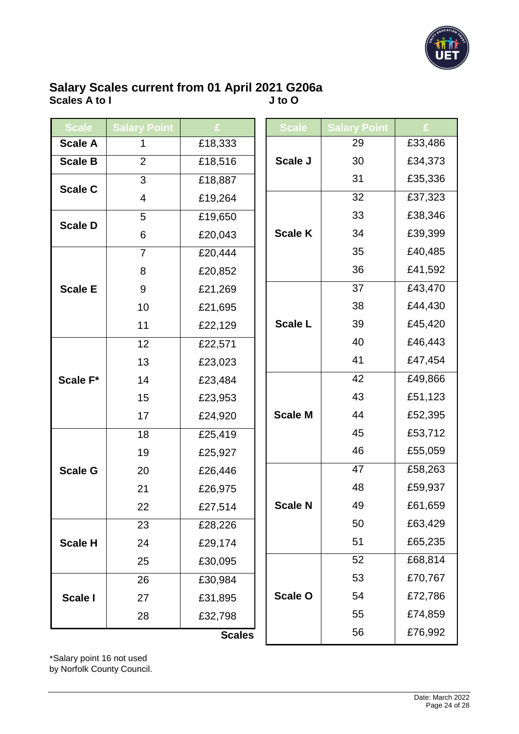## Salary Scales current from 01 April 2021 G206a

**Scales A to I**

| Scale | Salary Point | £ |
|---|---|---|
| Scale A | 1 | £18,333 |
| Scale B | 2 | £18,516 |
| Scale C | 3 | £18,887 |
| | 4 | £19,264 |
| Scale D | 5 | £19,650 |
| | 6 | £20,043 |
| Scale E | 7 | £20,444 |
| | 8 | £20,852 |
| | 9 | £21,269 |
| | 10 | £21,695 |
| | 11 | £22,129 |
| Scale F* | 12 | £22,571 |
| | 13 | £23,023 |
| | 14 | £23,484 |
| | 15 | £23,953 |
| | 17 | £24,920 |
| Scale G | 18 | £25,419 |
| | 19 | £25,927 |
| | 20 | £26,446 |
| | 21 | £26,975 |
| | 22 | £27,514 |
| Scale H | 23 | £28,226 |
| | 24 | £29,174 |
| | 25 | £30,095 |
| Scale I | 26 | £30,984 |
| | 27 | £31,895 |
| | 28 | £32,798 |

**J to O Scales**

| Scale | Salary Point | £ |
|---|---|---|
| Scale J | 29 | £33,486 |
| | 30 | £34,373 |
| | 31 | £35,336 |
| Scale K | 32 | £37,323 |
| | 33 | £38,346 |
| | 34 | £39,399 |
| | 35 | £40,485 |
| | 36 | £41,592 |
| Scale L | 37 | £43,470 |
| | 38 | £44,430 |
| | 39 | £45,420 |
| | 40 | £46,443 |
| | 41 | £47,454 |
| Scale M | 42 | £49,866 |
| | 43 | £51,123 |
| | 44 | £52,395 |
| | 45 | £53,712 |
| | 46 | £55,059 |
| Scale N | 47 | £58,263 |
| | 48 | £59,937 |
| | 49 | £61,659 |
| | 50 | £63,429 |
| | 51 | £65,235 |
| Scale O | 52 | £68,814 |
| | 53 | £70,767 |
| | 54 | £72,786 |
| | 55 | £74,859 |
| | 56 | £76,992 |

*Salary point 16 not used by Norfolk County Council.

Date: March 2022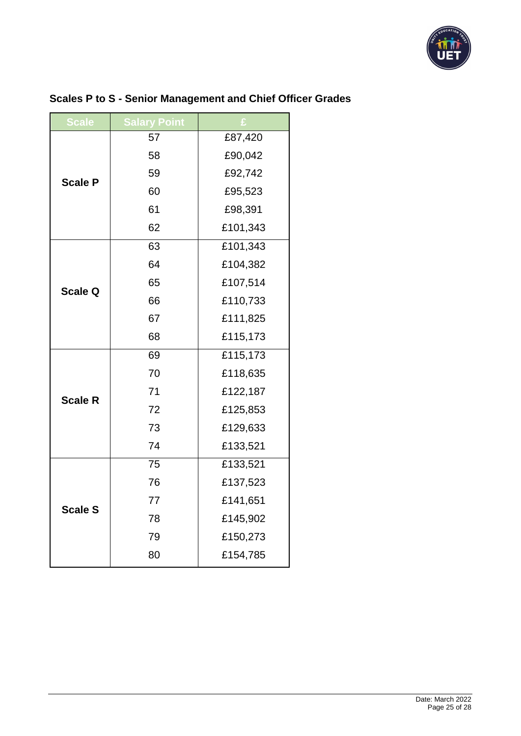## Scales P to S - Senior Management and Chief Officer Grades

| Scale | Salary Point | £ |
|---|---|---|
| Scale P | 57 | £87,420 |
| | 58 | £90,042 |
| | 59 | £92,742 |
| | 60 | £95,523 |
| | 61 | £98,391 |
| | 62 | £101,343 |
| Scale Q | 63 | £101,343 |
| | 64 | £104,382 |
| | 65 | £107,514 |
| | 66 | £110,733 |
| | 67 | £111,825 |
| | 68 | £115,173 |
| Scale R | 69 | £115,173 |
| | 70 | £118,635 |
| | 71 | £122,187 |
| | 72 | £125,853 |
| | 73 | £129,633 |
| | 74 | £133,521 |
| Scale S | 75 | £133,521 |
| | 76 | £137,523 |
| | 77 | £141,651 |
| | 78 | £145,902 |
| | 79 | £150,273 |
| | 80 | £154,785 |

Date: March 2022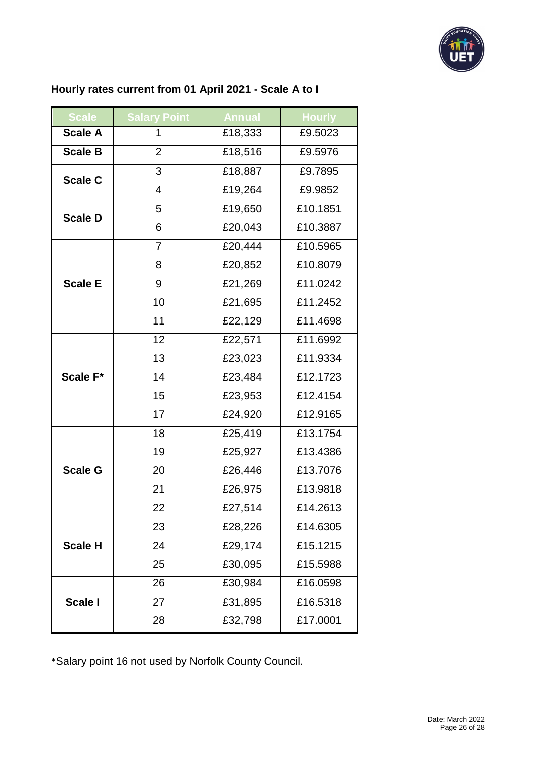### Hourly rates current from 01 April 2021 - Scale A to I

| Scale | Salary Point | Annual | Hourly |
|---|---|---|---|
| **Scale A** | 1 | £18,333 | £9.5023 |
| **Scale B** | 2 | £18,516 | £9.5976 |
| **Scale C** | 3 | £18,887 | £9.7895 |
| | 4 | £19,264 | £9.9852 |
| **Scale D** | 5 | £19,650 | £10.1851 |
| | 6 | £20,043 | £10.3887 |
| **Scale E** | 7 | £20,444 | £10.5965 |
| | 8 | £20,852 | £10.8079 |
| | 9 | £21,269 | £11.0242 |
| | 10 | £21,695 | £11.2452 |
| | 11 | £22,129 | £11.4698 |
| **Scale F*** | 12 | £22,571 | £11.6992 |
| | 13 | £23,023 | £11.9334 |
| | 14 | £23,484 | £12.1723 |
| | 15 | £23,953 | £12.4154 |
| | 17 | £24,920 | £12.9165 |
| **Scale G** | 18 | £25,419 | £13.1754 |
| | 19 | £25,927 | £13.4386 |
| | 20 | £26,446 | £13.7076 |
| | 21 | £26,975 | £13.9818 |
| | 22 | £27,514 | £14.2613 |
| **Scale H** | 23 | £28,226 | £14.6305 |
| | 24 | £29,174 | £15.1215 |
| | 25 | £30,095 | £15.5988 |
| **Scale I** | 26 | £30,984 | £16.0598 |
| | 27 | £31,895 | £16.5318 |
| | 28 | £32,798 | £17.0001 |

*Salary point 16 not used by Norfolk County Council.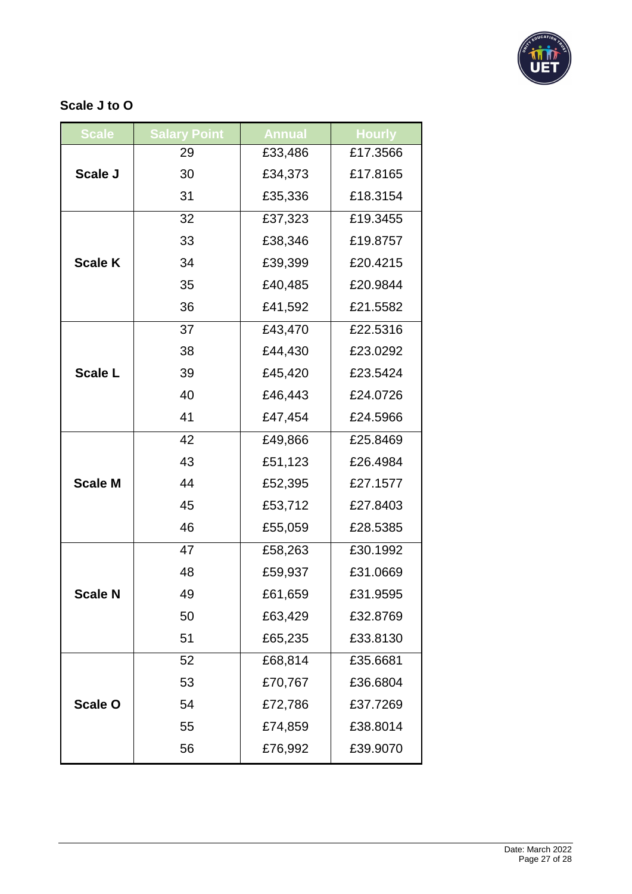## Scale J to O

| Scale | Salary Point | Annual | Hourly |
|---|---|---|---|
| Scale J | 29 | £33,486 | £17.3566 |
| | 30 | £34,373 | £17.8165 |
| | 31 | £35,336 | £18.3154 |
| Scale K | 32 | £37,323 | £19.3455 |
| | 33 | £38,346 | £19.8757 |
| | 34 | £39,399 | £20.4215 |
| | 35 | £40,485 | £20.9844 |
| | 36 | £41,592 | £21.5582 |
| Scale L | 37 | £43,470 | £22.5316 |
| | 38 | £44,430 | £23.0292 |
| | 39 | £45,420 | £23.5424 |
| | 40 | £46,443 | £24.0726 |
| | 41 | £47,454 | £24.5966 |
| Scale M | 42 | £49,866 | £25.8469 |
| | 43 | £51,123 | £26.4984 |
| | 44 | £52,395 | £27.1577 |
| | 45 | £53,712 | £27.8403 |
| | 46 | £55,059 | £28.5385 |
| Scale N | 47 | £58,263 | £30.1992 |
| | 48 | £59,937 | £31.0669 |
| | 49 | £61,659 | £31.9595 |
| | 50 | £63,429 | £32.8769 |
| | 51 | £65,235 | £33.8130 |
| Scale O | 52 | £68,814 | £35.6681 |
| | 53 | £70,767 | £36.6804 |
| | 54 | £72,786 | £37.7269 |
| | 55 | £74,859 | £38.8014 |
| | 56 | £76,992 | £39.9070 |

Date: March 2022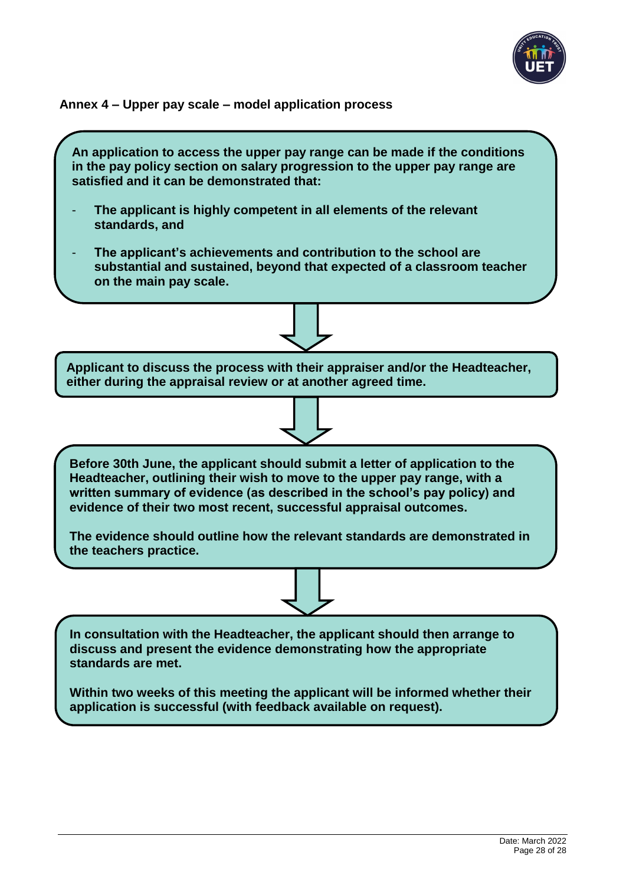## Annex 4 – Upper pay scale – model application process

**An application to access the upper pay range can be made if the conditions in the pay policy section on salary progression to the upper pay range are satisfied and it can be demonstrated that:**

- **The applicant is highly competent in all elements of the relevant standards, and**
- **The applicant's achievements and contribution to the school are substantial and sustained, beyond that expected of a classroom teacher on the main pay scale.**

**Applicant to discuss the process with their appraiser and/or the Headteacher, either during the appraisal review or at another agreed time.**

**Before 30th June, the applicant should submit a letter of application to the Headteacher, outlining their wish to move to the upper pay range, with a written summary of evidence (as described in the school's pay policy) and evidence of their two most recent, successful appraisal outcomes.**

**The evidence should outline how the relevant standards are demonstrated in the teachers practice.**

**In consultation with the Headteacher, the applicant should then arrange to discuss and present the evidence demonstrating how the appropriate standards are met.**

**Within two weeks of this meeting the applicant will be informed whether their application is successful (with feedback available on request).**

Date: March 2022